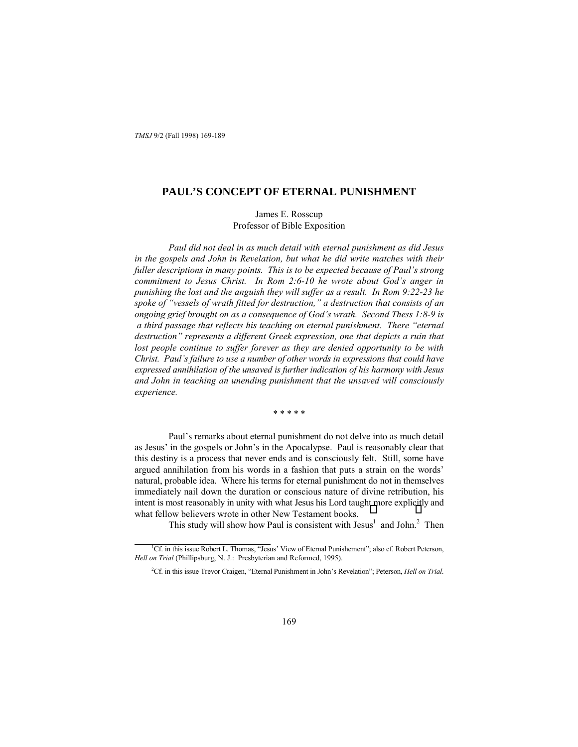# PAUL'S CONCEPT OF ETERNAL PUNISHMENT

James E. Rosscup
Professor of Bible Exposition

*Paul did not deal in as much detail with eternal punishment as did Jesus in the gospels and John in Revelation, but what he did write matches with their fuller descriptions in many points. This is to be expected because of Paul's strong commitment to Jesus Christ. In Rom 2:6-10 he wrote about God's anger in punishing the lost and the anguish they will suffer as a result. In Rom 9:22-23 he spoke of "vessels of wrath fitted for destruction," a destruction that consists of an ongoing grief brought on as a consequence of God's wrath. Second Thess 1:8-9 is a third passage that reflects his teaching on eternal punishment. There "eternal destruction" represents a different Greek expression, one that depicts a ruin that lost people continue to suffer forever as they are denied opportunity to be with Christ. Paul's failure to use a number of other words in expressions that could have expressed annihilation of the unsaved is further indication of his harmony with Jesus and John in teaching an unending punishment that the unsaved will consciously experience.*

\* \* \* \* \*

Paul's remarks about eternal punishment do not delve into as much detail as Jesus' in the gospels or John's in the Apocalypse. Paul is reasonably clear that this destiny is a process that never ends and is consciously felt. Still, some have argued annihilation from his words in a fashion that puts a strain on the words' natural, probable idea. Where his terms for eternal punishment do not in themselves immediately nail down the duration or conscious nature of divine retribution, his intent is most reasonably in unity with what Jesus his Lord taught more explicitly and what fellow believers wrote in other New Testament books.

This study will show how Paul is consistent with Jesus[1] and John.[2] Then

[1]Cf. in this issue Robert L. Thomas, "Jesus' View of Eternal Punishement"; also cf. Robert Peterson, *Hell on Trial* (Phillipsburg, N. J.: Presbyterian and Reformed, 1995).

[2]Cf. in this issue Trevor Craigen, "Eternal Punishment in John's Revelation"; Peterson, *Hell on Trial*.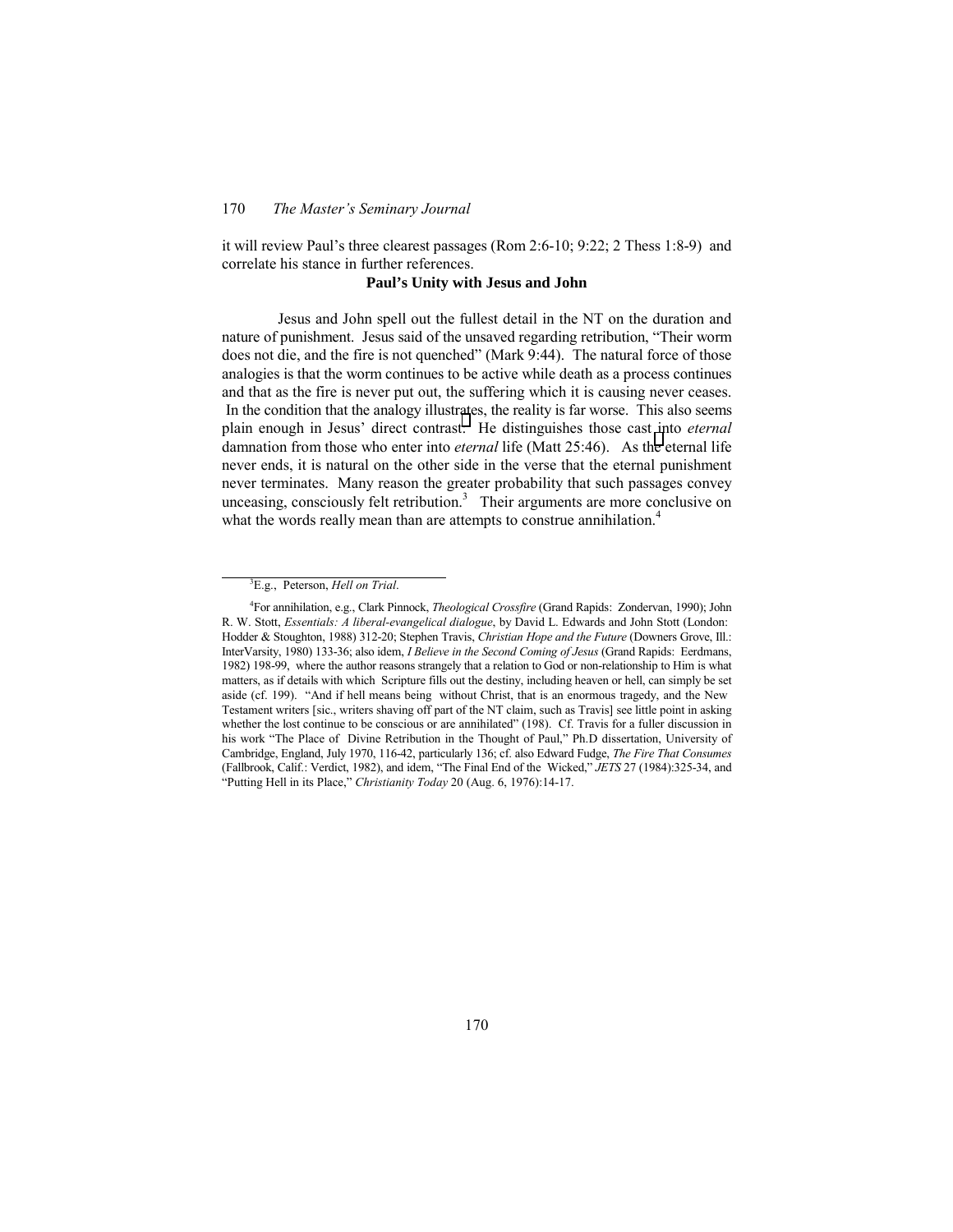it will review Paul's three clearest passages (Rom 2:6-10; 9:22; 2 Thess 1:8-9) and correlate his stance in further references.

## Paul's Unity with Jesus and John

Jesus and John spell out the fullest detail in the NT on the duration and nature of punishment. Jesus said of the unsaved regarding retribution, "Their worm does not die, and the fire is not quenched" (Mark 9:44). The natural force of those analogies is that the worm continues to be active while death as a process continues and that as the fire is never put out, the suffering which it is causing never ceases. In the condition that the analogy illustrates, the reality is far worse. This also seems plain enough in Jesus' direct contrast. He distinguishes those cast into *eternal* damnation from those who enter into *eternal* life (Matt 25:46). As the eternal life never ends, it is natural on the other side in the verse that the eternal punishment never terminates. Many reason the greater probability that such passages convey unceasing, consciously felt retribution.[3] Their arguments are more conclusive on what the words really mean than are attempts to construe annihilation.[4]

---

[3]E.g., Peterson, *Hell on Trial*.

[4]For annihilation, e.g., Clark Pinnock, *Theological Crossfire* (Grand Rapids: Zondervan, 1990); John R. W. Stott, *Essentials: A liberal-evangelical dialogue*, by David L. Edwards and John Stott (London: Hodder & Stoughton, 1988) 312-20; Stephen Travis, *Christian Hope and the Future* (Downers Grove, Ill.: InterVarsity, 1980) 133-36; also idem, *I Believe in the Second Coming of Jesus* (Grand Rapids: Eerdmans, 1982) 198-99, where the author reasons strangely that a relation to God or non-relationship to Him is what matters, as if details with which Scripture fills out the destiny, including heaven or hell, can simply be set aside (cf. 199). "And if hell means being without Christ, that is an enormous tragedy, and the New Testament writers [sic., writers shaving off part of the NT claim, such as Travis] see little point in asking whether the lost continue to be conscious or are annihilated" (198). Cf. Travis for a fuller discussion in his work "The Place of Divine Retribution in the Thought of Paul," Ph.D dissertation, University of Cambridge, England, July 1970, 116-42, particularly 136; cf. also Edward Fudge, *The Fire That Consumes* (Fallbrook, Calif.: Verdict, 1982), and idem, "The Final End of the Wicked," *JETS* 27 (1984):325-34, and "Putting Hell in its Place," *Christianity Today* 20 (Aug. 6, 1976):14-17.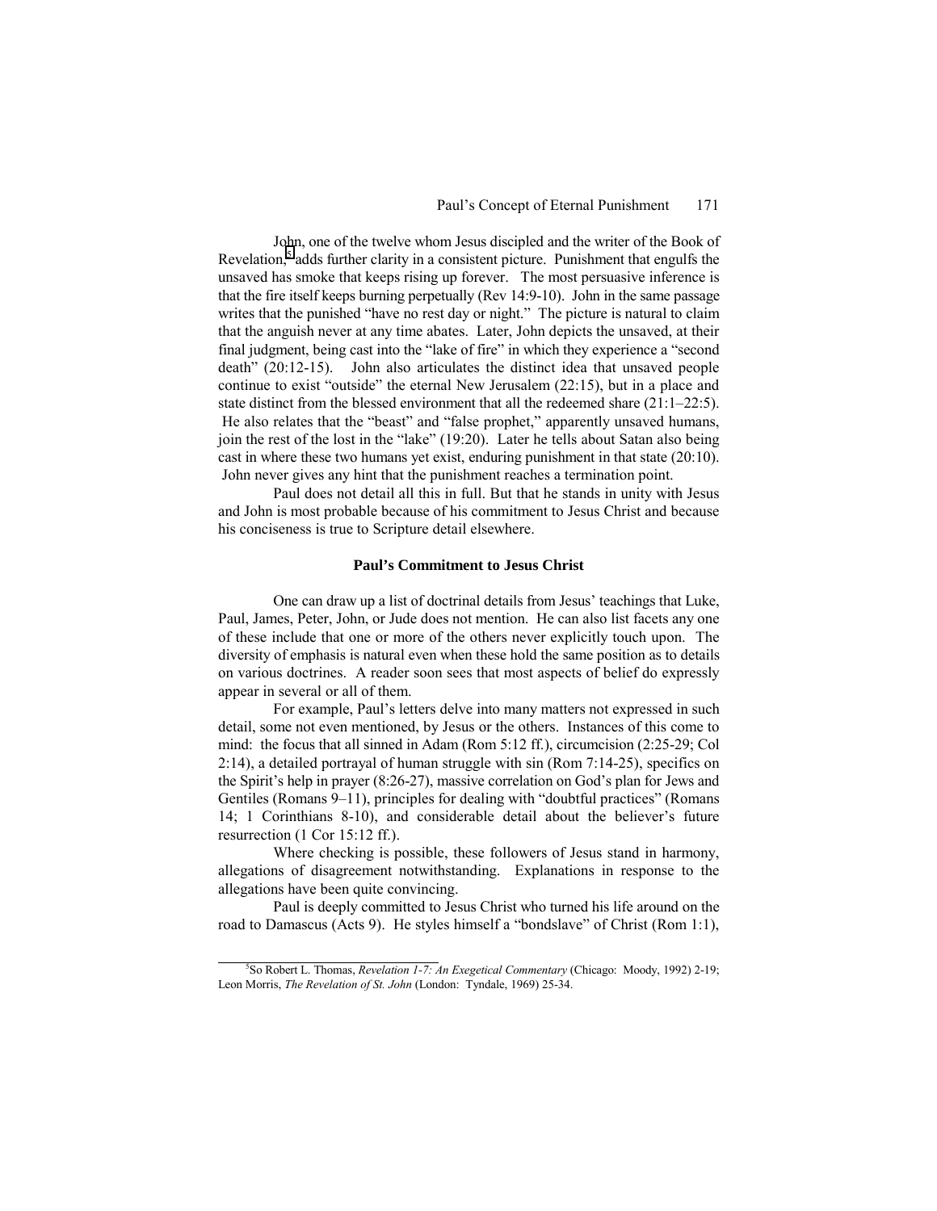John, one of the twelve whom Jesus discipled and the writer of the Book of Revelation,[5] adds further clarity in a consistent picture. Punishment that engulfs the unsaved has smoke that keeps rising up forever. The most persuasive inference is that the fire itself keeps burning perpetually (Rev 14:9-10). John in the same passage writes that the punished "have no rest day or night." The picture is natural to claim that the anguish never at any time abates. Later, John depicts the unsaved, at their final judgment, being cast into the "lake of fire" in which they experience a "second death" (20:12-15). John also articulates the distinct idea that unsaved people continue to exist "outside" the eternal New Jerusalem (22:15), but in a place and state distinct from the blessed environment that all the redeemed share (21:1–22:5). He also relates that the "beast" and "false prophet," apparently unsaved humans, join the rest of the lost in the "lake" (19:20). Later he tells about Satan also being cast in where these two humans yet exist, enduring punishment in that state (20:10). John never gives any hint that the punishment reaches a termination point.

Paul does not detail all this in full. But that he stands in unity with Jesus and John is most probable because of his commitment to Jesus Christ and because his conciseness is true to Scripture detail elsewhere.

### Paul's Commitment to Jesus Christ

One can draw up a list of doctrinal details from Jesus' teachings that Luke, Paul, James, Peter, John, or Jude does not mention. He can also list facets any one of these include that one or more of the others never explicitly touch upon. The diversity of emphasis is natural even when these hold the same position as to details on various doctrines. A reader soon sees that most aspects of belief do expressly appear in several or all of them.

For example, Paul's letters delve into many matters not expressed in such detail, some not even mentioned, by Jesus or the others. Instances of this come to mind: the focus that all sinned in Adam (Rom 5:12 ff.), circumcision (2:25-29; Col 2:14), a detailed portrayal of human struggle with sin (Rom 7:14-25), specifics on the Spirit's help in prayer (8:26-27), massive correlation on God's plan for Jews and Gentiles (Romans 9–11), principles for dealing with "doubtful practices" (Romans 14; 1 Corinthians 8-10), and considerable detail about the believer's future resurrection (1 Cor 15:12 ff.).

Where checking is possible, these followers of Jesus stand in harmony, allegations of disagreement notwithstanding. Explanations in response to the allegations have been quite convincing.

Paul is deeply committed to Jesus Christ who turned his life around on the road to Damascus (Acts 9). He styles himself a "bondslave" of Christ (Rom 1:1),

---

[5] So Robert L. Thomas, *Revelation 1-7: An Exegetical Commentary* (Chicago: Moody, 1992) 2-19; Leon Morris, *The Revelation of St. John* (London: Tyndale, 1969) 25-34.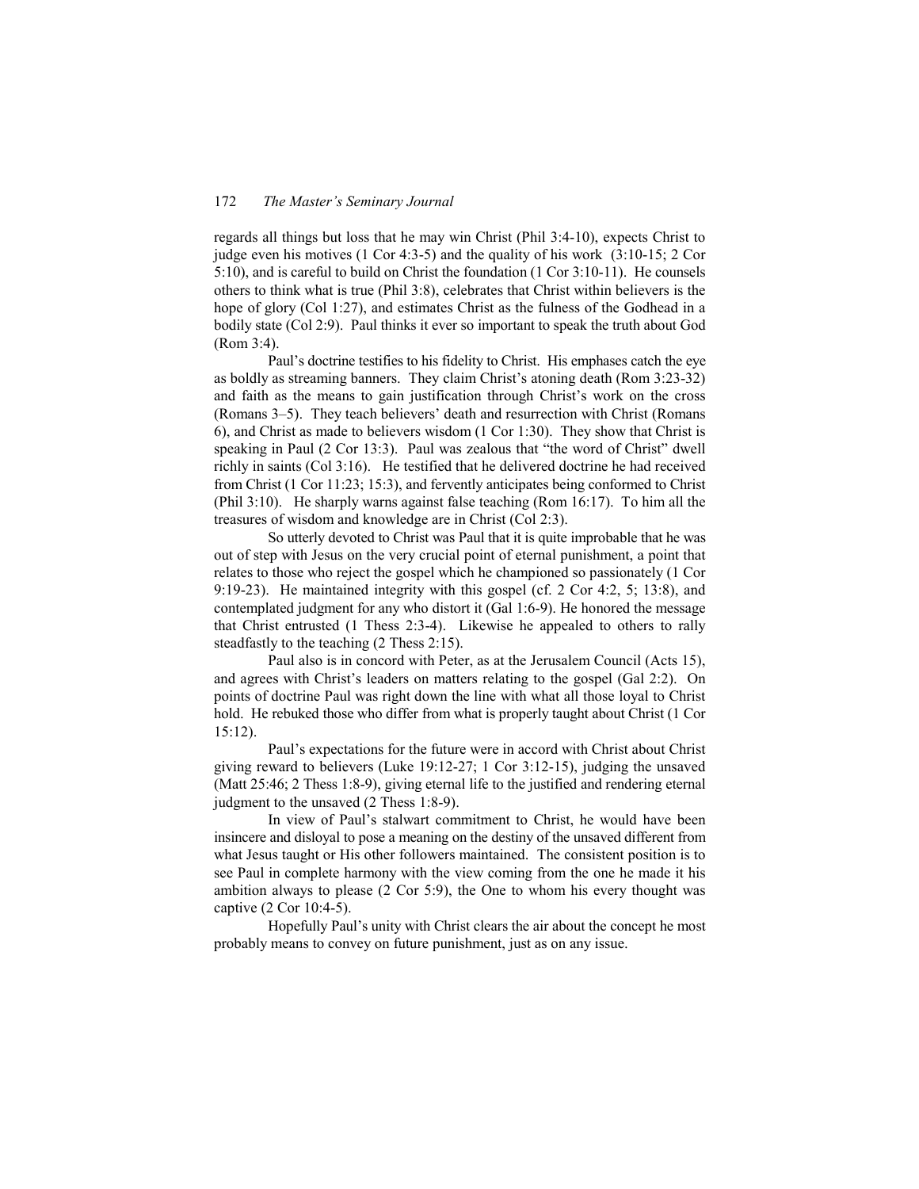regards all things but loss that he may win Christ (Phil 3:4-10), expects Christ to judge even his motives (1 Cor 4:3-5) and the quality of his work (3:10-15; 2 Cor 5:10), and is careful to build on Christ the foundation (1 Cor 3:10-11). He counsels others to think what is true (Phil 3:8), celebrates that Christ within believers is the hope of glory (Col 1:27), and estimates Christ as the fulness of the Godhead in a bodily state (Col 2:9). Paul thinks it ever so important to speak the truth about God (Rom 3:4).

Paul's doctrine testifies to his fidelity to Christ. His emphases catch the eye as boldly as streaming banners. They claim Christ's atoning death (Rom 3:23-32) and faith as the means to gain justification through Christ's work on the cross (Romans 3–5). They teach believers' death and resurrection with Christ (Romans 6), and Christ as made to believers wisdom (1 Cor 1:30). They show that Christ is speaking in Paul (2 Cor 13:3). Paul was zealous that "the word of Christ" dwell richly in saints (Col 3:16). He testified that he delivered doctrine he had received from Christ (1 Cor 11:23; 15:3), and fervently anticipates being conformed to Christ (Phil 3:10). He sharply warns against false teaching (Rom 16:17). To him all the treasures of wisdom and knowledge are in Christ (Col 2:3).

So utterly devoted to Christ was Paul that it is quite improbable that he was out of step with Jesus on the very crucial point of eternal punishment, a point that relates to those who reject the gospel which he championed so passionately (1 Cor 9:19-23). He maintained integrity with this gospel (cf. 2 Cor 4:2, 5; 13:8), and contemplated judgment for any who distort it (Gal 1:6-9). He honored the message that Christ entrusted (1 Thess 2:3-4). Likewise he appealed to others to rally steadfastly to the teaching (2 Thess 2:15).

Paul also is in concord with Peter, as at the Jerusalem Council (Acts 15), and agrees with Christ's leaders on matters relating to the gospel (Gal 2:2). On points of doctrine Paul was right down the line with what all those loyal to Christ hold. He rebuked those who differ from what is properly taught about Christ (1 Cor 15:12).

Paul's expectations for the future were in accord with Christ about Christ giving reward to believers (Luke 19:12-27; 1 Cor 3:12-15), judging the unsaved (Matt 25:46; 2 Thess 1:8-9), giving eternal life to the justified and rendering eternal judgment to the unsaved (2 Thess 1:8-9).

In view of Paul's stalwart commitment to Christ, he would have been insincere and disloyal to pose a meaning on the destiny of the unsaved different from what Jesus taught or His other followers maintained. The consistent position is to see Paul in complete harmony with the view coming from the one he made it his ambition always to please (2 Cor 5:9), the One to whom his every thought was captive (2 Cor 10:4-5).

Hopefully Paul's unity with Christ clears the air about the concept he most probably means to convey on future punishment, just as on any issue.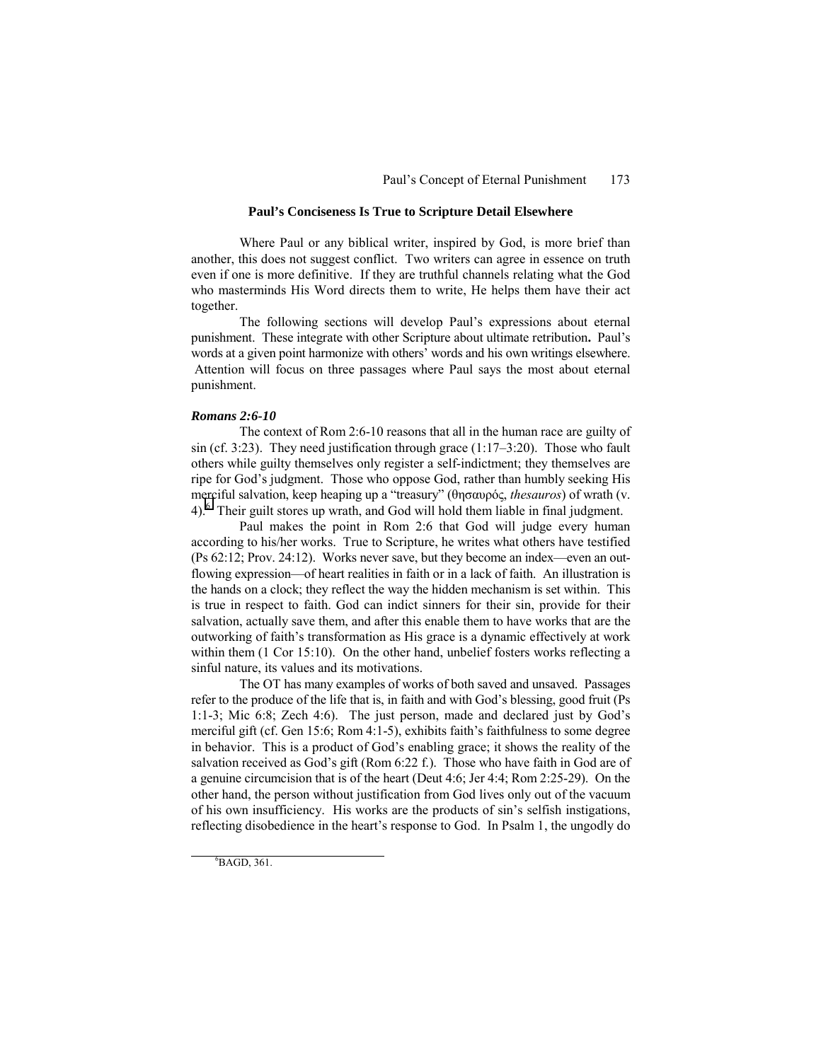## Paul's Conciseness Is True to Scripture Detail Elsewhere

Where Paul or any biblical writer, inspired by God, is more brief than another, this does not suggest conflict. Two writers can agree in essence on truth even if one is more definitive. If they are truthful channels relating what the God who masterminds His Word directs them to write, He helps them have their act together.

The following sections will develop Paul's expressions about eternal punishment. These integrate with other Scripture about ultimate retribution**.** Paul's words at a given point harmonize with others' words and his own writings elsewhere. Attention will focus on three passages where Paul says the most about eternal punishment.

### *Romans 2:6-10*

The context of Rom 2:6-10 reasons that all in the human race are guilty of sin (cf. 3:23). They need justification through grace (1:17–3:20). Those who fault others while guilty themselves only register a self-indictment; they themselves are ripe for God's judgment. Those who oppose God, rather than humbly seeking His merciful salvation, keep heaping up a "treasury" (θησαυρός, *thesauros*) of wrath (v. 4).[6] Their guilt stores up wrath, and God will hold them liable in final judgment.

Paul makes the point in Rom 2:6 that God will judge every human according to his/her works. True to Scripture, he writes what others have testified (Ps 62:12; Prov. 24:12). Works never save, but they become an index—even an out-flowing expression—of heart realities in faith or in a lack of faith. An illustration is the hands on a clock; they reflect the way the hidden mechanism is set within. This is true in respect to faith. God can indict sinners for their sin, provide for their salvation, actually save them, and after this enable them to have works that are the outworking of faith's transformation as His grace is a dynamic effectively at work within them (1 Cor 15:10). On the other hand, unbelief fosters works reflecting a sinful nature, its values and its motivations.

The OT has many examples of works of both saved and unsaved. Passages refer to the produce of the life that is, in faith and with God's blessing, good fruit (Ps 1:1-3; Mic 6:8; Zech 4:6). The just person, made and declared just by God's merciful gift (cf. Gen 15:6; Rom 4:1-5), exhibits faith's faithfulness to some degree in behavior. This is a product of God's enabling grace; it shows the reality of the salvation received as God's gift (Rom 6:22 f.). Those who have faith in God are of a genuine circumcision that is of the heart (Deut 4:6; Jer 4:4; Rom 2:25-29). On the other hand, the person without justification from God lives only out of the vacuum of his own insufficiency. His works are the products of sin's selfish instigations, reflecting disobedience in the heart's response to God. In Psalm 1, the ungodly do

---

[6]BAGD, 361.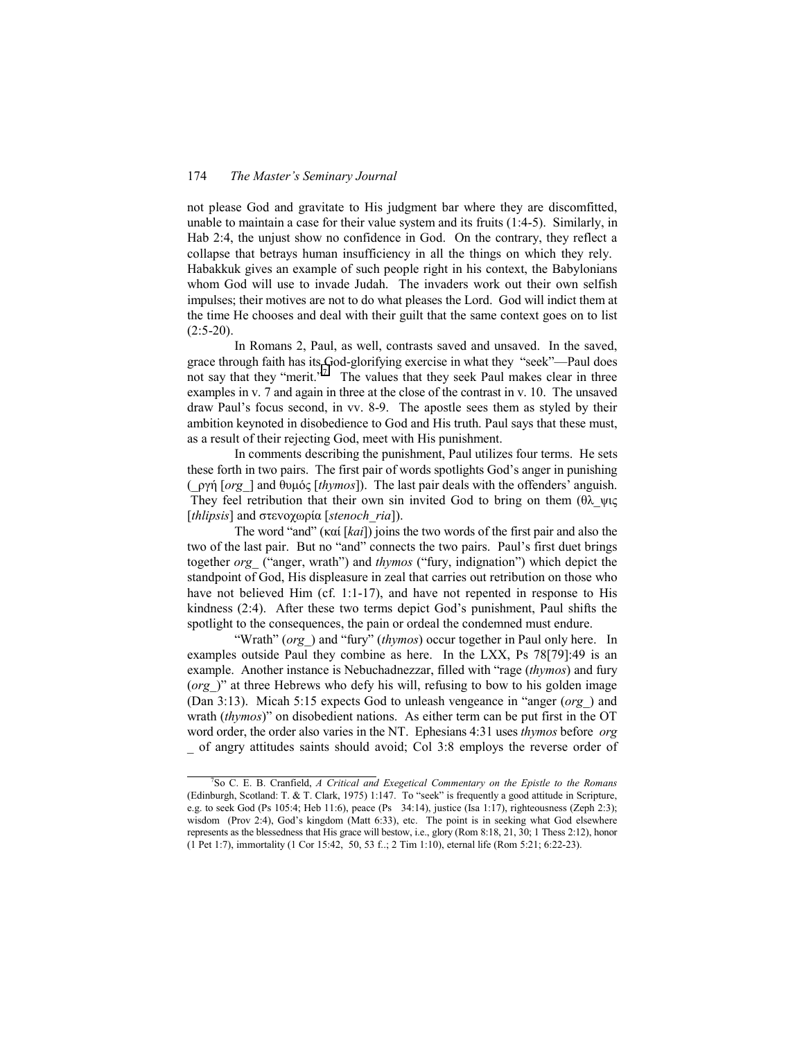not please God and gravitate to His judgment bar where they are discomfitted, unable to maintain a case for their value system and its fruits (1:4-5). Similarly, in Hab 2:4, the unjust show no confidence in God. On the contrary, they reflect a collapse that betrays human insufficiency in all the things on which they rely. Habakkuk gives an example of such people right in his context, the Babylonians whom God will use to invade Judah. The invaders work out their own selfish impulses; their motives are not to do what pleases the Lord. God will indict them at the time He chooses and deal with their guilt that the same context goes on to list (2:5-20).

In Romans 2, Paul, as well, contrasts saved and unsaved. In the saved, grace through faith has its God-glorifying exercise in what they "seek"—Paul does not say that they "merit."[7] The values that they seek Paul makes clear in three examples in v. 7 and again in three at the close of the contrast in v. 10. The unsaved draw Paul's focus second, in vv. 8-9. The apostle sees them as styled by their ambition keynoted in disobedience to God and His truth. Paul says that these must, as a result of their rejecting God, meet with His punishment.

In comments describing the punishment, Paul utilizes four terms. He sets these forth in two pairs. The first pair of words spotlights God's anger in punishing (_ργή [*org_*] and θυμός [*thymos*]). The last pair deals with the offenders' anguish. They feel retribution that their own sin invited God to bring on them (θλ_ψις [*thlipsis*] and στενοχωρία [*stenoch_ria*]).

The word "and" (καί [*kai*]) joins the two words of the first pair and also the two of the last pair. But no "and" connects the two pairs. Paul's first duet brings together *org_* ("anger, wrath") and *thymos* ("fury, indignation") which depict the standpoint of God, His displeasure in zeal that carries out retribution on those who have not believed Him (cf. 1:1-17), and have not repented in response to His kindness (2:4). After these two terms depict God's punishment, Paul shifts the spotlight to the consequences, the pain or ordeal the condemned must endure.

"Wrath" (*org_*) and "fury" (*thymos*) occur together in Paul only here. In examples outside Paul they combine as here. In the LXX, Ps 78[79]:49 is an example. Another instance is Nebuchadnezzar, filled with "rage (*thymos*) and fury (*org_*)" at three Hebrews who defy his will, refusing to bow to his golden image (Dan 3:13). Micah 5:15 expects God to unleash vengeance in "anger (*org_*) and wrath (*thymos*)" on disobedient nations. As either term can be put first in the OT word order, the order also varies in the NT. Ephesians 4:31 uses *thymos* before *org_* of angry attitudes saints should avoid; Col 3:8 employs the reverse order of

---

[7]So C. E. B. Cranfield, *A Critical and Exegetical Commentary on the Epistle to the Romans* (Edinburgh, Scotland: T. & T. Clark, 1975) 1:147. To "seek" is frequently a good attitude in Scripture, e.g. to seek God (Ps 105:4; Heb 11:6), peace (Ps 34:14), justice (Isa 1:17), righteousness (Zeph 2:3); wisdom (Prov 2:4), God's kingdom (Matt 6:33), etc. The point is in seeking what God elsewhere represents as the blessedness that His grace will bestow, i.e., glory (Rom 8:18, 21, 30; 1 Thess 2:12), honor (1 Pet 1:7), immortality (1 Cor 15:42, 50, 53 f..; 2 Tim 1:10), eternal life (Rom 5:21; 6:22-23).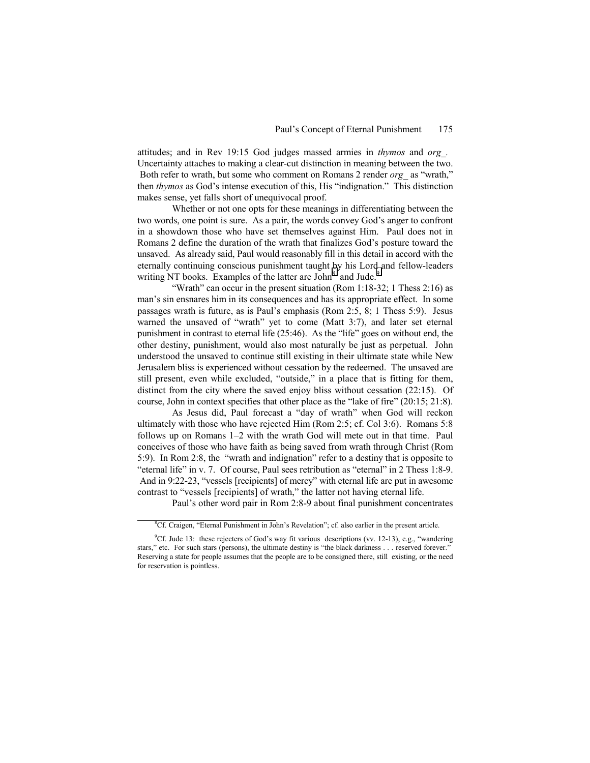attitudes; and in Rev 19:15 God judges massed armies in *thymos* and *org_*. Uncertainty attaches to making a clear-cut distinction in meaning between the two. Both refer to wrath, but some who comment on Romans 2 render *org_* as "wrath," then *thymos* as God's intense execution of this, His "indignation." This distinction makes sense, yet falls short of unequivocal proof.

Whether or not one opts for these meanings in differentiating between the two words, one point is sure. As a pair, the words convey God's anger to confront in a showdown those who have set themselves against Him. Paul does not in Romans 2 define the duration of the wrath that finalizes God's posture toward the unsaved. As already said, Paul would reasonably fill in this detail in accord with the eternally continuing conscious punishment taught by his Lord and fellow-leaders writing NT books. Examples of the latter are John[8] and Jude.[9]

"Wrath" can occur in the present situation (Rom 1:18-32; 1 Thess 2:16) as man's sin ensnares him in its consequences and has its appropriate effect. In some passages wrath is future, as is Paul's emphasis (Rom 2:5, 8; 1 Thess 5:9). Jesus warned the unsaved of "wrath" yet to come (Matt 3:7), and later set eternal punishment in contrast to eternal life (25:46). As the "life" goes on without end, the other destiny, punishment, would also most naturally be just as perpetual. John understood the unsaved to continue still existing in their ultimate state while New Jerusalem bliss is experienced without cessation by the redeemed. The unsaved are still present, even while excluded, "outside," in a place that is fitting for them, distinct from the city where the saved enjoy bliss without cessation (22:15). Of course, John in context specifies that other place as the "lake of fire" (20:15; 21:8).

As Jesus did, Paul forecast a "day of wrath" when God will reckon ultimately with those who have rejected Him (Rom 2:5; cf. Col 3:6). Romans 5:8 follows up on Romans 1–2 with the wrath God will mete out in that time. Paul conceives of those who have faith as being saved from wrath through Christ (Rom 5:9). In Rom 2:8, the "wrath and indignation" refer to a destiny that is opposite to "eternal life" in v. 7. Of course, Paul sees retribution as "eternal" in 2 Thess 1:8-9. And in 9:22-23, "vessels [recipients] of mercy" with eternal life are put in awesome contrast to "vessels [recipients] of wrath," the latter not having eternal life.

Paul's other word pair in Rom 2:8-9 about final punishment concentrates

---

[8] Cf. Craigen, "Eternal Punishment in John's Revelation"; cf. also earlier in the present article.

[9] Cf. Jude 13: these rejecters of God's way fit various descriptions (vv. 12-13), e.g., "wandering stars," etc. For such stars (persons), the ultimate destiny is "the black darkness . . . reserved forever." Reserving a state for people assumes that the people are to be consigned there, still existing, or the need for reservation is pointless.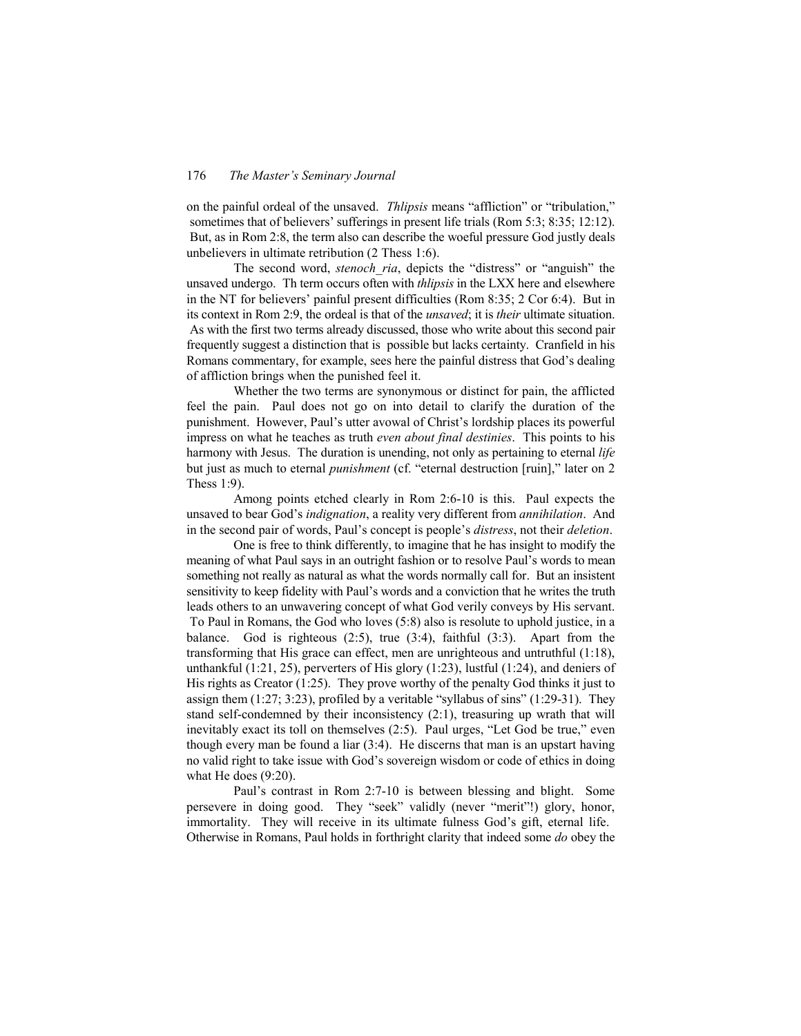on the painful ordeal of the unsaved. *Thlipsis* means "affliction" or "tribulation," sometimes that of believers' sufferings in present life trials (Rom 5:3; 8:35; 12:12). But, as in Rom 2:8, the term also can describe the woeful pressure God justly deals unbelievers in ultimate retribution (2 Thess 1:6).

The second word, *stenoch_ria*, depicts the "distress" or "anguish" the unsaved undergo. Th term occurs often with *thlipsis* in the LXX here and elsewhere in the NT for believers' painful present difficulties (Rom 8:35; 2 Cor 6:4). But in its context in Rom 2:9, the ordeal is that of the *unsaved*; it is *their* ultimate situation. As with the first two terms already discussed, those who write about this second pair frequently suggest a distinction that is possible but lacks certainty. Cranfield in his Romans commentary, for example, sees here the painful distress that God's dealing of affliction brings when the punished feel it.

Whether the two terms are synonymous or distinct for pain, the afflicted feel the pain. Paul does not go on into detail to clarify the duration of the punishment. However, Paul's utter avowal of Christ's lordship places its powerful impress on what he teaches as truth *even about final destinies*. This points to his harmony with Jesus. The duration is unending, not only as pertaining to eternal *life* but just as much to eternal *punishment* (cf. "eternal destruction [ruin]," later on 2 Thess 1:9).

Among points etched clearly in Rom 2:6-10 is this. Paul expects the unsaved to bear God's *indignation*, a reality very different from *annihilation*. And in the second pair of words, Paul's concept is people's *distress*, not their *deletion*.

One is free to think differently, to imagine that he has insight to modify the meaning of what Paul says in an outright fashion or to resolve Paul's words to mean something not really as natural as what the words normally call for. But an insistent sensitivity to keep fidelity with Paul's words and a conviction that he writes the truth leads others to an unwavering concept of what God verily conveys by His servant. To Paul in Romans, the God who loves (5:8) also is resolute to uphold justice, in a balance. God is righteous (2:5), true (3:4), faithful (3:3). Apart from the transforming that His grace can effect, men are unrighteous and untruthful (1:18), unthankful (1:21, 25), perverters of His glory (1:23), lustful (1:24), and deniers of His rights as Creator (1:25). They prove worthy of the penalty God thinks it just to assign them (1:27; 3:23), profiled by a veritable "syllabus of sins" (1:29-31). They stand self-condemned by their inconsistency (2:1), treasuring up wrath that will inevitably exact its toll on themselves (2:5). Paul urges, "Let God be true," even though every man be found a liar (3:4). He discerns that man is an upstart having no valid right to take issue with God's sovereign wisdom or code of ethics in doing what He does (9:20).

Paul's contrast in Rom 2:7-10 is between blessing and blight. Some persevere in doing good. They "seek" validly (never "merit"!) glory, honor, immortality. They will receive in its ultimate fulness God's gift, eternal life. Otherwise in Romans, Paul holds in forthright clarity that indeed some *do* obey the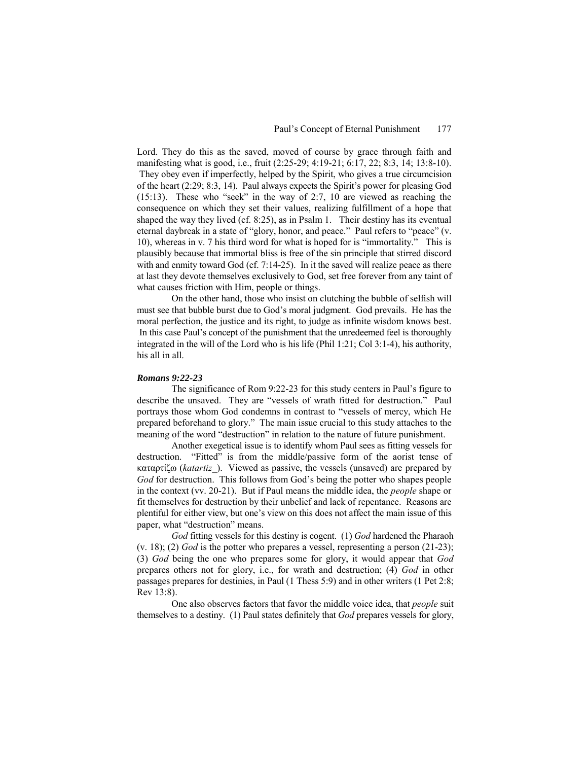Lord. They do this as the saved, moved of course by grace through faith and manifesting what is good, i.e., fruit (2:25-29; 4:19-21; 6:17, 22; 8:3, 14; 13:8-10). They obey even if imperfectly, helped by the Spirit, who gives a true circumcision of the heart (2:29; 8:3, 14). Paul always expects the Spirit's power for pleasing God (15:13). These who "seek" in the way of 2:7, 10 are viewed as reaching the consequence on which they set their values, realizing fulfillment of a hope that shaped the way they lived (cf. 8:25), as in Psalm 1. Their destiny has its eventual eternal daybreak in a state of "glory, honor, and peace." Paul refers to "peace" (v. 10), whereas in v. 7 his third word for what is hoped for is "immortality." This is plausibly because that immortal bliss is free of the sin principle that stirred discord with and enmity toward God (cf. 7:14-25). In it the saved will realize peace as there at last they devote themselves exclusively to God, set free forever from any taint of what causes friction with Him, people or things.

On the other hand, those who insist on clutching the bubble of selfish will must see that bubble burst due to God's moral judgment. God prevails. He has the moral perfection, the justice and its right, to judge as infinite wisdom knows best. In this case Paul's concept of the punishment that the unredeemed feel is thoroughly integrated in the will of the Lord who is his life (Phil 1:21; Col 3:1-4), his authority, his all in all.

### *Romans 9:22-23*

The significance of Rom 9:22-23 for this study centers in Paul's figure to describe the unsaved. They are "vessels of wrath fitted for destruction." Paul portrays those whom God condemns in contrast to "vessels of mercy, which He prepared beforehand to glory." The main issue crucial to this study attaches to the meaning of the word "destruction" in relation to the nature of future punishment.

Another exegetical issue is to identify whom Paul sees as fitting vessels for destruction. "Fitted" is from the middle/passive form of the aorist tense of καταρτίζω (*katartiz_*). Viewed as passive, the vessels (unsaved) are prepared by *God* for destruction. This follows from God's being the potter who shapes people in the context (vv. 20-21). But if Paul means the middle idea, the *people* shape or fit themselves for destruction by their unbelief and lack of repentance. Reasons are plentiful for either view, but one's view on this does not affect the main issue of this paper, what "destruction" means.

*God* fitting vessels for this destiny is cogent. (1) *God* hardened the Pharaoh (v. 18); (2) *God* is the potter who prepares a vessel, representing a person (21-23); (3) *God* being the one who prepares some for glory, it would appear that *God* prepares others not for glory, i.e., for wrath and destruction; (4) *God* in other passages prepares for destinies, in Paul (1 Thess 5:9) and in other writers (1 Pet 2:8; Rev 13:8).

One also observes factors that favor the middle voice idea, that *people* suit themselves to a destiny. (1) Paul states definitely that *God* prepares vessels for glory,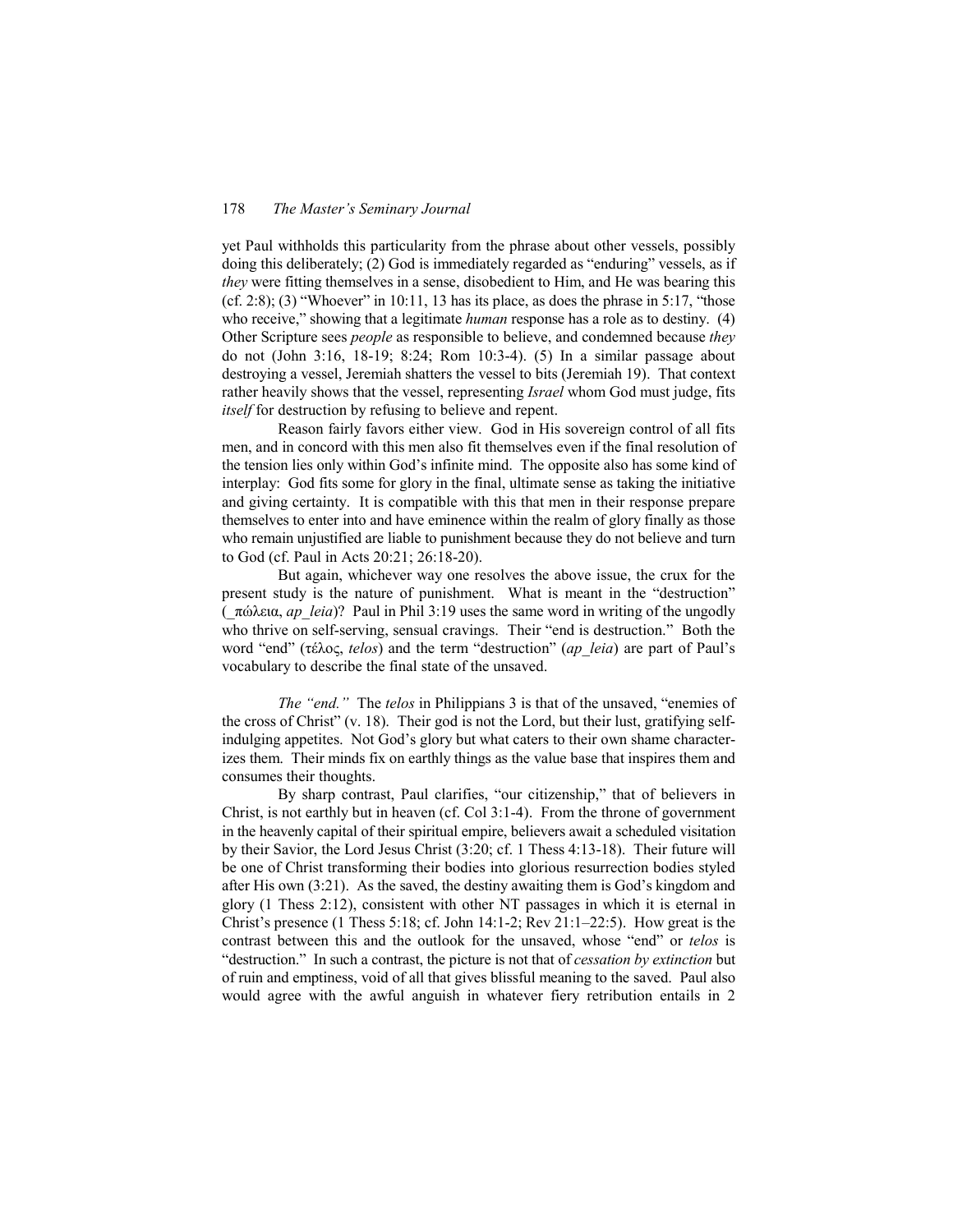yet Paul withholds this particularity from the phrase about other vessels, possibly doing this deliberately; (2) God is immediately regarded as "enduring" vessels, as if *they* were fitting themselves in a sense, disobedient to Him, and He was bearing this (cf. 2:8); (3) "Whoever" in 10:11, 13 has its place, as does the phrase in 5:17, "those who receive," showing that a legitimate *human* response has a role as to destiny. (4) Other Scripture sees *people* as responsible to believe, and condemned because *they* do not (John 3:16, 18-19; 8:24; Rom 10:3-4). (5) In a similar passage about destroying a vessel, Jeremiah shatters the vessel to bits (Jeremiah 19). That context rather heavily shows that the vessel, representing *Israel* whom God must judge, fits *itself* for destruction by refusing to believe and repent.

Reason fairly favors either view. God in His sovereign control of all fits men, and in concord with this men also fit themselves even if the final resolution of the tension lies only within God's infinite mind. The opposite also has some kind of interplay: God fits some for glory in the final, ultimate sense as taking the initiative and giving certainty. It is compatible with this that men in their response prepare themselves to enter into and have eminence within the realm of glory finally as those who remain unjustified are liable to punishment because they do not believe and turn to God (cf. Paul in Acts 20:21; 26:18-20).

But again, whichever way one resolves the above issue, the crux for the present study is the nature of punishment. What is meant in the "destruction" (_πώλεια, *ap_leia*)? Paul in Phil 3:19 uses the same word in writing of the ungodly who thrive on self-serving, sensual cravings. Their "end is destruction." Both the word "end" (τέλος, *telos*) and the term "destruction" (*ap_leia*) are part of Paul's vocabulary to describe the final state of the unsaved.

*The "end."* The *telos* in Philippians 3 is that of the unsaved, "enemies of the cross of Christ" (v. 18). Their god is not the Lord, but their lust, gratifying self-indulging appetites. Not God's glory but what caters to their own shame characterizes them. Their minds fix on earthly things as the value base that inspires them and consumes their thoughts.

By sharp contrast, Paul clarifies, "our citizenship," that of believers in Christ, is not earthly but in heaven (cf. Col 3:1-4). From the throne of government in the heavenly capital of their spiritual empire, believers await a scheduled visitation by their Savior, the Lord Jesus Christ (3:20; cf. 1 Thess 4:13-18). Their future will be one of Christ transforming their bodies into glorious resurrection bodies styled after His own (3:21). As the saved, the destiny awaiting them is God's kingdom and glory (1 Thess 2:12), consistent with other NT passages in which it is eternal in Christ's presence (1 Thess 5:18; cf. John 14:1-2; Rev 21:1–22:5). How great is the contrast between this and the outlook for the unsaved, whose "end" or *telos* is "destruction." In such a contrast, the picture is not that of *cessation by extinction* but of ruin and emptiness, void of all that gives blissful meaning to the saved. Paul also would agree with the awful anguish in whatever fiery retribution entails in 2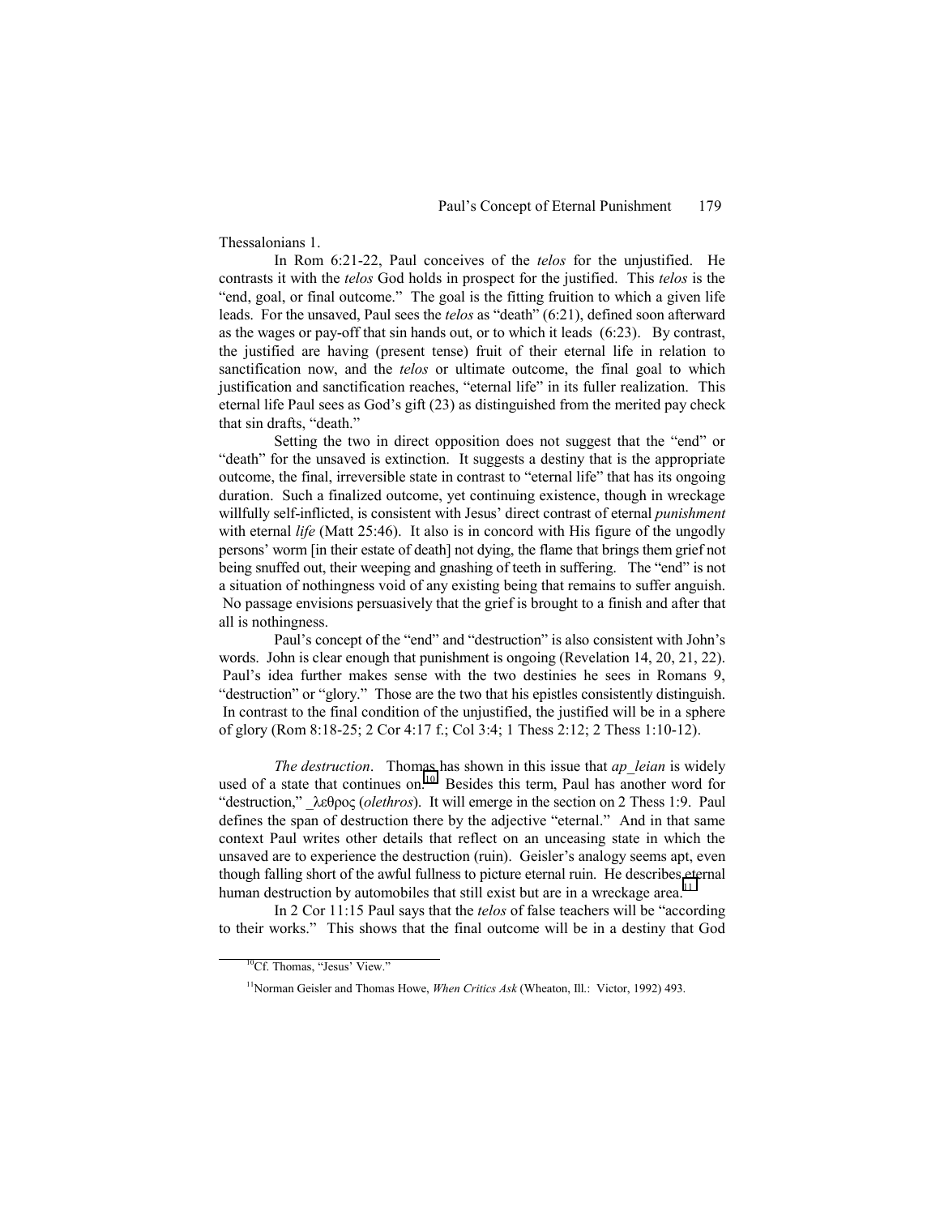Thessalonians 1.

In Rom 6:21-22, Paul conceives of the *telos* for the unjustified. He contrasts it with the *telos* God holds in prospect for the justified. This *telos* is the "end, goal, or final outcome." The goal is the fitting fruition to which a given life leads. For the unsaved, Paul sees the *telos* as "death" (6:21), defined soon afterward as the wages or pay-off that sin hands out, or to which it leads (6:23). By contrast, the justified are having (present tense) fruit of their eternal life in relation to sanctification now, and the *telos* or ultimate outcome, the final goal to which justification and sanctification reaches, "eternal life" in its fuller realization. This eternal life Paul sees as God's gift (23) as distinguished from the merited pay check that sin drafts, "death."

Setting the two in direct opposition does not suggest that the "end" or "death" for the unsaved is extinction. It suggests a destiny that is the appropriate outcome, the final, irreversible state in contrast to "eternal life" that has its ongoing duration. Such a finalized outcome, yet continuing existence, though in wreckage willfully self-inflicted, is consistent with Jesus' direct contrast of eternal *punishment* with eternal *life* (Matt 25:46). It also is in concord with His figure of the ungodly persons' worm [in their estate of death] not dying, the flame that brings them grief not being snuffed out, their weeping and gnashing of teeth in suffering. The "end" is not a situation of nothingness void of any existing being that remains to suffer anguish. No passage envisions persuasively that the grief is brought to a finish and after that all is nothingness.

Paul's concept of the "end" and "destruction" is also consistent with John's words. John is clear enough that punishment is ongoing (Revelation 14, 20, 21, 22). Paul's idea further makes sense with the two destinies he sees in Romans 9, "destruction" or "glory." Those are the two that his epistles consistently distinguish. In contrast to the final condition of the unjustified, the justified will be in a sphere of glory (Rom 8:18-25; 2 Cor 4:17 f.; Col 3:4; 1 Thess 2:12; 2 Thess 1:10-12).

*The destruction*. Thomas has shown in this issue that *ap_leian* is widely used of a state that continues on.[10] Besides this term, Paul has another word for "destruction," _λεθρος (*olethros*). It will emerge in the section on 2 Thess 1:9. Paul defines the span of destruction there by the adjective "eternal." And in that same context Paul writes other details that reflect on an unceasing state in which the unsaved are to experience the destruction (ruin). Geisler's analogy seems apt, even though falling short of the awful fullness to picture eternal ruin. He describes eternal human destruction by automobiles that still exist but are in a wreckage area.[11]

In 2 Cor 11:15 Paul says that the *telos* of false teachers will be "according to their works." This shows that the final outcome will be in a destiny that God

---

[10] Cf. Thomas, "Jesus' View."

[11] Norman Geisler and Thomas Howe, *When Critics Ask* (Wheaton, Ill.: Victor, 1992) 493.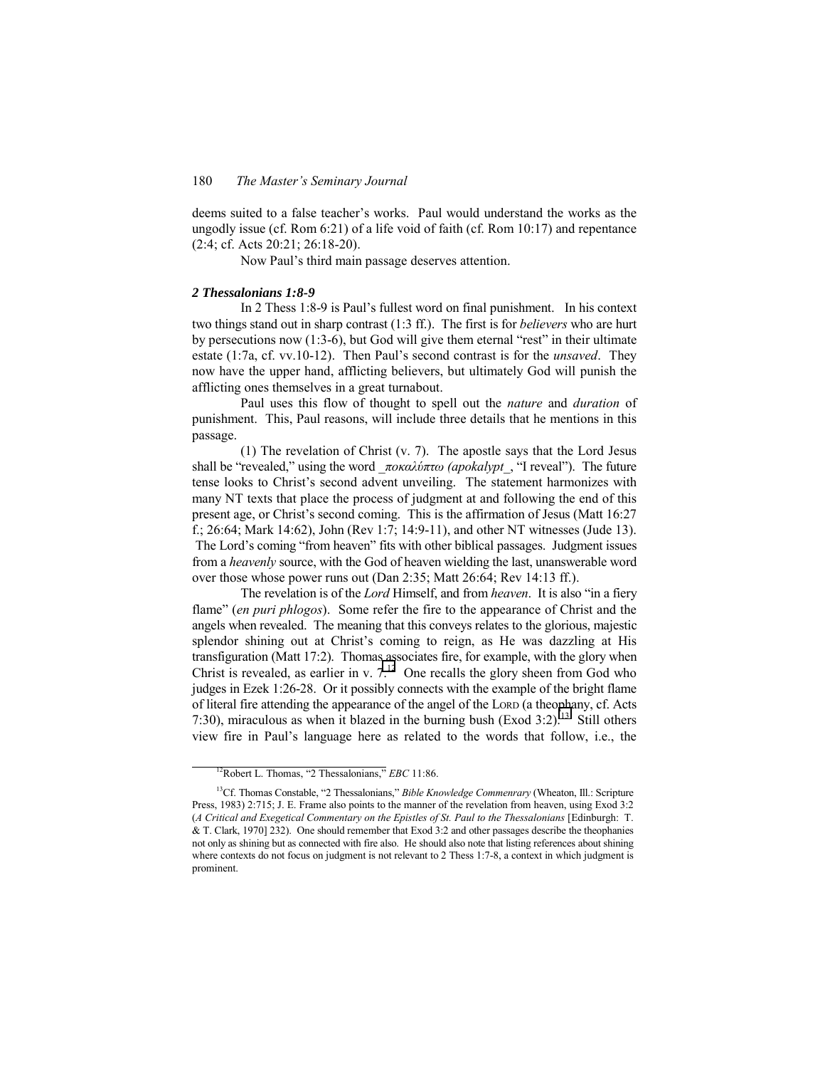deems suited to a false teacher's works. Paul would understand the works as the ungodly issue (cf. Rom 6:21) of a life void of faith (cf. Rom 10:17) and repentance (2:4; cf. Acts 20:21; 26:18-20).

Now Paul's third main passage deserves attention.

### *2 Thessalonians 1:8-9*

In 2 Thess 1:8-9 is Paul's fullest word on final punishment. In his context two things stand out in sharp contrast (1:3 ff.). The first is for *believers* who are hurt by persecutions now (1:3-6), but God will give them eternal "rest" in their ultimate estate (1:7a, cf. vv.10-12). Then Paul's second contrast is for the *unsaved*. They now have the upper hand, afflicting believers, but ultimately God will punish the afflicting ones themselves in a great turnabout.

Paul uses this flow of thought to spell out the *nature* and *duration* of punishment. This, Paul reasons, will include three details that he mentions in this passage.

(1) The revelation of Christ (v. 7). The apostle says that the Lord Jesus shall be "revealed," using the word _ποκαλύπτω (apokalypt_, "I reveal"). The future tense looks to Christ's second advent unveiling. The statement harmonizes with many NT texts that place the process of judgment at and following the end of this present age, or Christ's second coming. This is the affirmation of Jesus (Matt 16:27 f.; 26:64; Mark 14:62), John (Rev 1:7; 14:9-11), and other NT witnesses (Jude 13). The Lord's coming "from heaven" fits with other biblical passages. Judgment issues from a *heavenly* source, with the God of heaven wielding the last, unanswerable word over those whose power runs out (Dan 2:35; Matt 26:64; Rev 14:13 ff.).

The revelation is of the *Lord* Himself, and from *heaven*. It is also "in a fiery flame" (*en puri phlogos*). Some refer the fire to the appearance of Christ and the angels when revealed. The meaning that this conveys relates to the glorious, majestic splendor shining out at Christ's coming to reign, as He was dazzling at His transfiguration (Matt 17:2). Thomas associates fire, for example, with the glory when Christ is revealed, as earlier in v. 7.[12] One recalls the glory sheen from God who judges in Ezek 1:26-28. Or it possibly connects with the example of the bright flame of literal fire attending the appearance of the angel of the LORD (a theophany, cf. Acts 7:30), miraculous as when it blazed in the burning bush (Exod 3:2).[13] Still others view fire in Paul's language here as related to the words that follow, i.e., the

---

[12]Robert L. Thomas, "2 Thessalonians," *EBC* 11:86.

[13]Cf. Thomas Constable, "2 Thessalonians," *Bible Knowledge Commenrary* (Wheaton, Ill.: Scripture Press, 1983) 2:715; J. E. Frame also points to the manner of the revelation from heaven, using Exod 3:2 (*A Critical and Exegetical Commentary on the Epistles of St. Paul to the Thessalonians* [Edinburgh: T. & T. Clark, 1970] 232). One should remember that Exod 3:2 and other passages describe the theophanies not only as shining but as connected with fire also. He should also note that listing references about shining where contexts do not focus on judgment is not relevant to 2 Thess 1:7-8, a context in which judgment is prominent.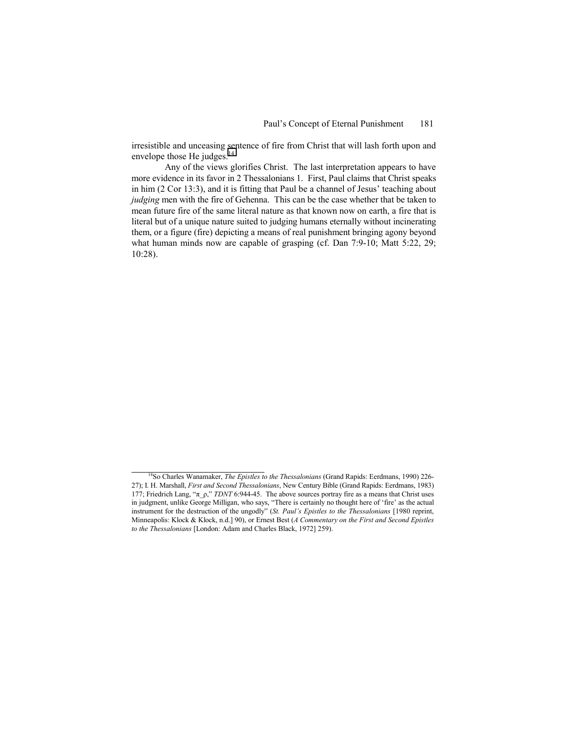irresistible and unceasing sentence of fire from Christ that will lash forth upon and envelope those He judges.[14]

Any of the views glorifies Christ. The last interpretation appears to have more evidence in its favor in 2 Thessalonians 1. First, Paul claims that Christ speaks in him (2 Cor 13:3), and it is fitting that Paul be a channel of Jesus' teaching about *judging* men with the fire of Gehenna. This can be the case whether that be taken to mean future fire of the same literal nature as that known now on earth, a fire that is literal but of a unique nature suited to judging humans eternally without incinerating them, or a figure (fire) depicting a means of real punishment bringing agony beyond what human minds now are capable of grasping (cf. Dan 7:9-10; Matt 5:22, 29; 10:28).

---

[14]So Charles Wanamaker, *The Epistles to the Thessalonians* (Grand Rapids: Eerdmans, 1990) 226-27); I. H. Marshall, *First and Second Thessalonians*, New Century Bible (Grand Rapids: Eerdmans, 1983) 177; Friedrich Lang, "π_ρ," *TDNT* 6:944-45. The above sources portray fire as a means that Christ uses in judgment, unlike George Milligan, who says, "There is certainly no thought here of 'fire' as the actual instrument for the destruction of the ungodly" (*St. Paul's Epistles to the Thessalonians* [1980 reprint, Minneapolis: Klock & Klock, n.d.] 90), or Ernest Best (*A Commentary on the First and Second Epistles to the Thessalonians* [London: Adam and Charles Black, 1972] 259).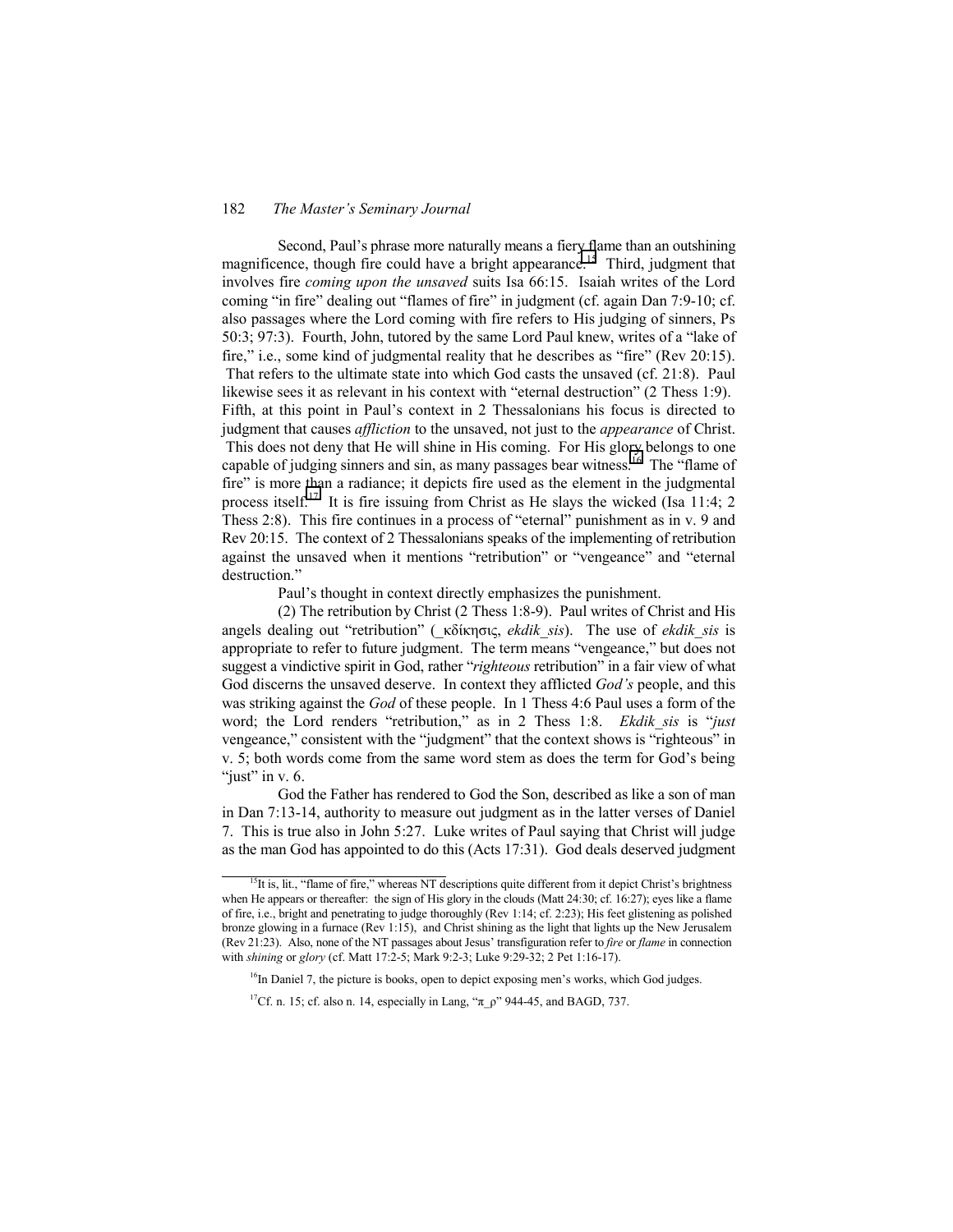Second, Paul's phrase more naturally means a fiery flame than an outshining magnificence, though fire could have a bright appearance.[15] Third, judgment that involves fire *coming upon the unsaved* suits Isa 66:15. Isaiah writes of the Lord coming "in fire" dealing out "flames of fire" in judgment (cf. again Dan 7:9-10; cf. also passages where the Lord coming with fire refers to His judging of sinners, Ps 50:3; 97:3). Fourth, John, tutored by the same Lord Paul knew, writes of a "lake of fire," i.e., some kind of judgmental reality that he describes as "fire" (Rev 20:15). That refers to the ultimate state into which God casts the unsaved (cf. 21:8). Paul likewise sees it as relevant in his context with "eternal destruction" (2 Thess 1:9). Fifth, at this point in Paul's context in 2 Thessalonians his focus is directed to judgment that causes *affliction* to the unsaved, not just to the *appearance* of Christ. This does not deny that He will shine in His coming. For His glory belongs to one capable of judging sinners and sin, as many passages bear witness.[16] The "flame of fire" is more than a radiance; it depicts fire used as the element in the judgmental process itself.[17] It is fire issuing from Christ as He slays the wicked (Isa 11:4; 2 Thess 2:8). This fire continues in a process of "eternal" punishment as in v. 9 and Rev 20:15. The context of 2 Thessalonians speaks of the implementing of retribution against the unsaved when it mentions "retribution" or "vengeance" and "eternal destruction."

Paul's thought in context directly emphasizes the punishment.

(2) The retribution by Christ (2 Thess 1:8-9). Paul writes of Christ and His angels dealing out "retribution" (_κδίκησις, *ekdik_sis*). The use of *ekdik_sis* is appropriate to refer to future judgment. The term means "vengeance," but does not suggest a vindictive spirit in God, rather "*righteous* retribution" in a fair view of what God discerns the unsaved deserve. In context they afflicted *God's* people, and this was striking against the *God* of these people. In 1 Thess 4:6 Paul uses a form of the word; the Lord renders "retribution," as in 2 Thess 1:8. *Ekdik_sis* is "*just* vengeance," consistent with the "judgment" that the context shows is "righteous" in v. 5; both words come from the same word stem as does the term for God's being "just" in v. 6.

God the Father has rendered to God the Son, described as like a son of man in Dan 7:13-14, authority to measure out judgment as in the latter verses of Daniel 7. This is true also in John 5:27. Luke writes of Paul saying that Christ will judge as the man God has appointed to do this (Acts 17:31). God deals deserved judgment

---

[15]It is, lit., "flame of fire," whereas NT descriptions quite different from it depict Christ's brightness when He appears or thereafter: the sign of His glory in the clouds (Matt 24:30; cf. 16:27); eyes like a flame of fire, i.e., bright and penetrating to judge thoroughly (Rev 1:14; cf. 2:23); His feet glistening as polished bronze glowing in a furnace (Rev 1:15), and Christ shining as the light that lights up the New Jerusalem (Rev 21:23). Also, none of the NT passages about Jesus' transfiguration refer to *fire* or *flame* in connection with *shining* or *glory* (cf. Matt 17:2-5; Mark 9:2-3; Luke 9:29-32; 2 Pet 1:16-17).

[16]In Daniel 7, the picture is books, open to depict exposing men's works, which God judges.

[17]Cf. n. 15; cf. also n. 14, especially in Lang, "π_ρ" 944-45, and BAGD, 737.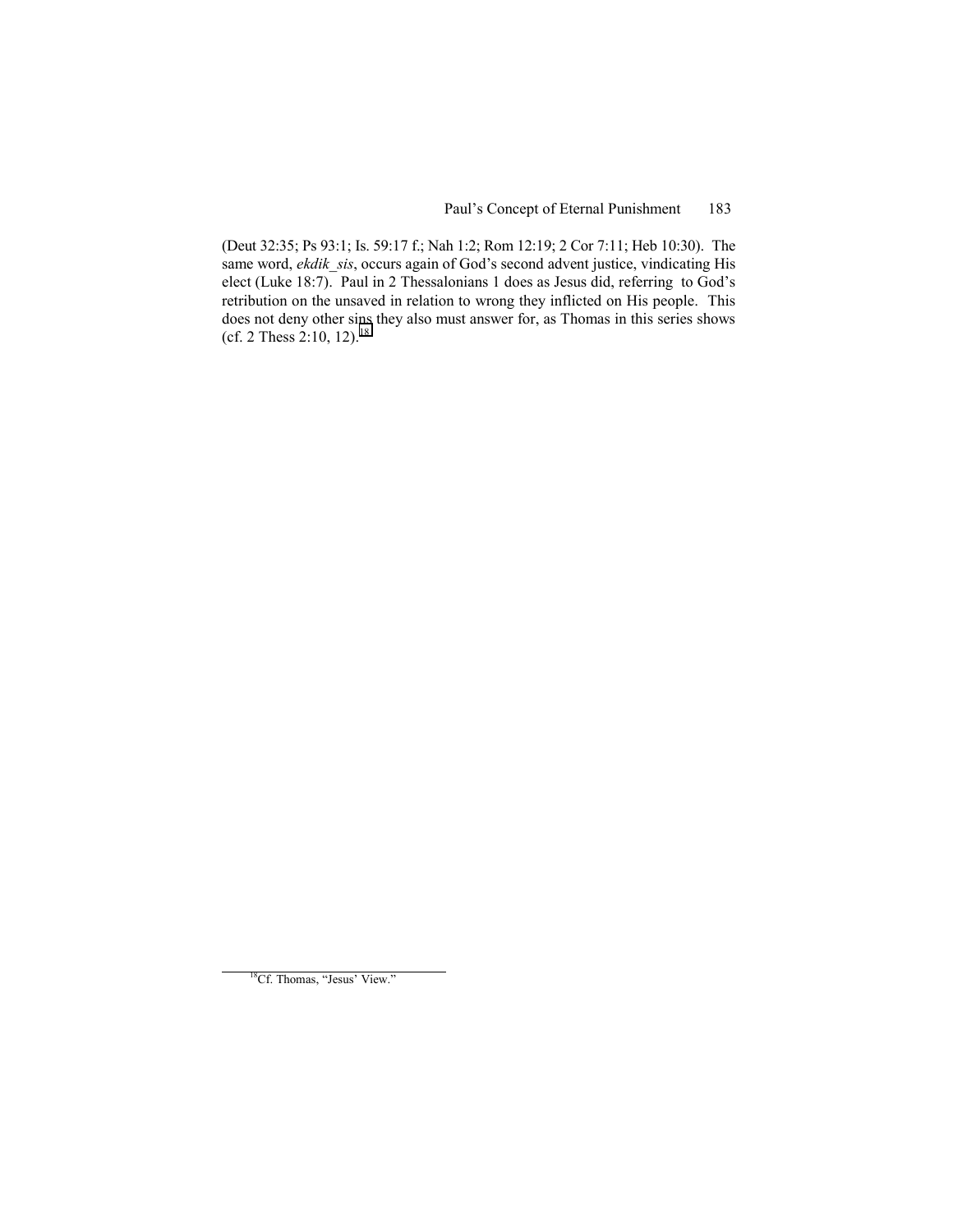(Deut 32:35; Ps 93:1; Is. 59:17 f.; Nah 1:2; Rom 12:19; 2 Cor 7:11; Heb 10:30). The same word, *ekdik_sis*, occurs again of God's second advent justice, vindicating His elect (Luke 18:7). Paul in 2 Thessalonians 1 does as Jesus did, referring to God's retribution on the unsaved in relation to wrong they inflicted on His people. This does not deny other sins they also must answer for, as Thomas in this series shows (cf. 2 Thess 2:10, 12).[18]

---

[18] Cf. Thomas, "Jesus' View."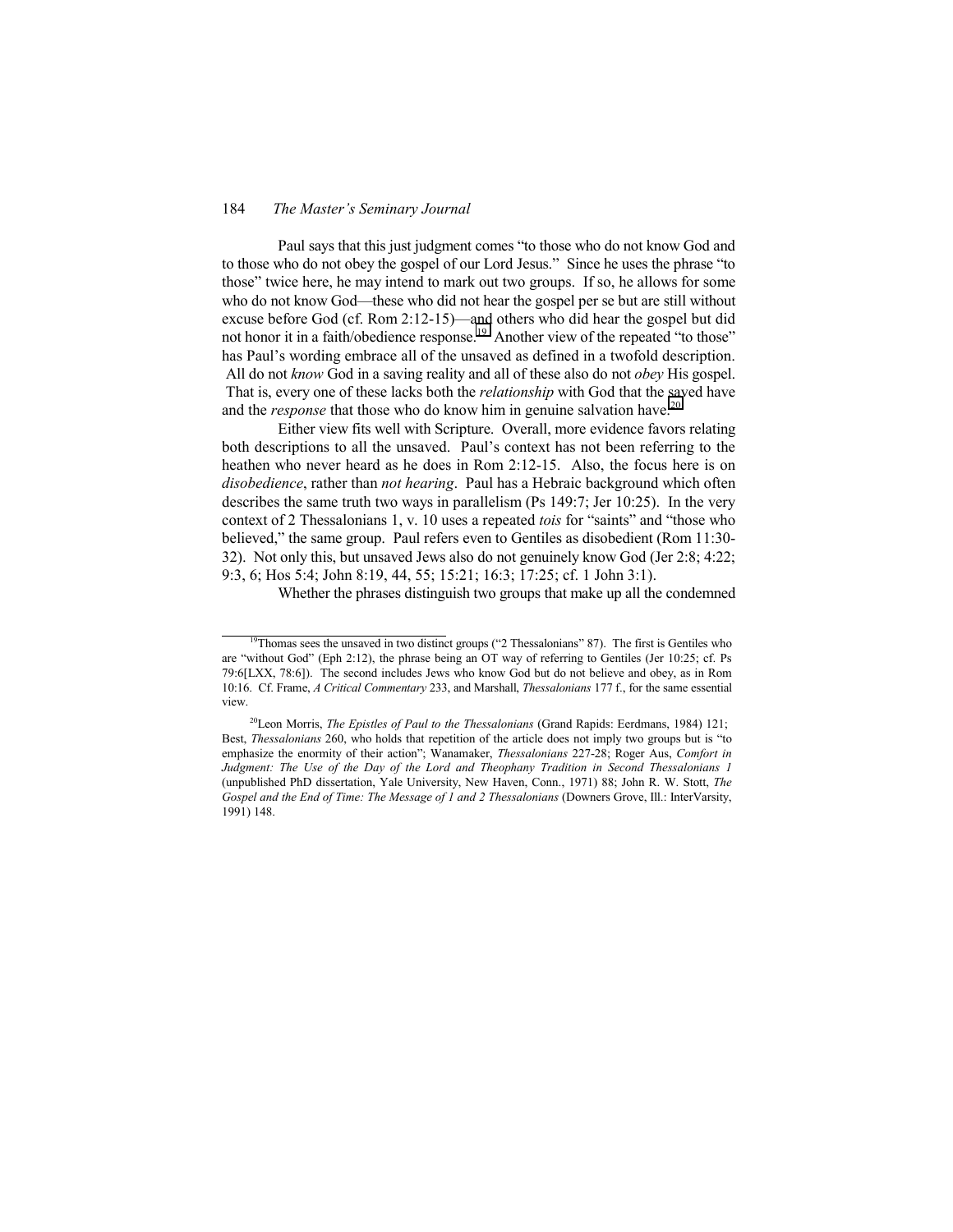Paul says that this just judgment comes "to those who do not know God and to those who do not obey the gospel of our Lord Jesus." Since he uses the phrase "to those" twice here, he may intend to mark out two groups. If so, he allows for some who do not know God—these who did not hear the gospel per se but are still without excuse before God (cf. Rom 2:12-15)—and others who did hear the gospel but did not honor it in a faith/obedience response.[19] Another view of the repeated "to those" has Paul's wording embrace all of the unsaved as defined in a twofold description. All do not *know* God in a saving reality and all of these also do not *obey* His gospel. That is, every one of these lacks both the *relationship* with God that the saved have and the *response* that those who do know him in genuine salvation have.[20]

Either view fits well with Scripture. Overall, more evidence favors relating both descriptions to all the unsaved. Paul's context has not been referring to the heathen who never heard as he does in Rom 2:12-15. Also, the focus here is on *disobedience*, rather than *not hearing*. Paul has a Hebraic background which often describes the same truth two ways in parallelism (Ps 149:7; Jer 10:25). In the very context of 2 Thessalonians 1, v. 10 uses a repeated *tois* for "saints" and "those who believed," the same group. Paul refers even to Gentiles as disobedient (Rom 11:30-32). Not only this, but unsaved Jews also do not genuinely know God (Jer 2:8; 4:22; 9:3, 6; Hos 5:4; John 8:19, 44, 55; 15:21; 16:3; 17:25; cf. 1 John 3:1).

Whether the phrases distinguish two groups that make up all the condemned

---

[19]Thomas sees the unsaved in two distinct groups ("2 Thessalonians" 87). The first is Gentiles who are "without God" (Eph 2:12), the phrase being an OT way of referring to Gentiles (Jer 10:25; cf. Ps 79:6[LXX, 78:6]). The second includes Jews who know God but do not believe and obey, as in Rom 10:16. Cf. Frame, *A Critical Commentary* 233, and Marshall, *Thessalonians* 177 f., for the same essential view.

[20]Leon Morris, *The Epistles of Paul to the Thessalonians* (Grand Rapids: Eerdmans, 1984) 121; Best, *Thessalonians* 260, who holds that repetition of the article does not imply two groups but is "to emphasize the enormity of their action"; Wanamaker, *Thessalonians* 227-28; Roger Aus, *Comfort in Judgment: The Use of the Day of the Lord and Theophany Tradition in Second Thessalonians 1* (unpublished PhD dissertation, Yale University, New Haven, Conn., 1971) 88; John R. W. Stott, *The Gospel and the End of Time: The Message of 1 and 2 Thessalonians* (Downers Grove, Ill.: InterVarsity, 1991) 148.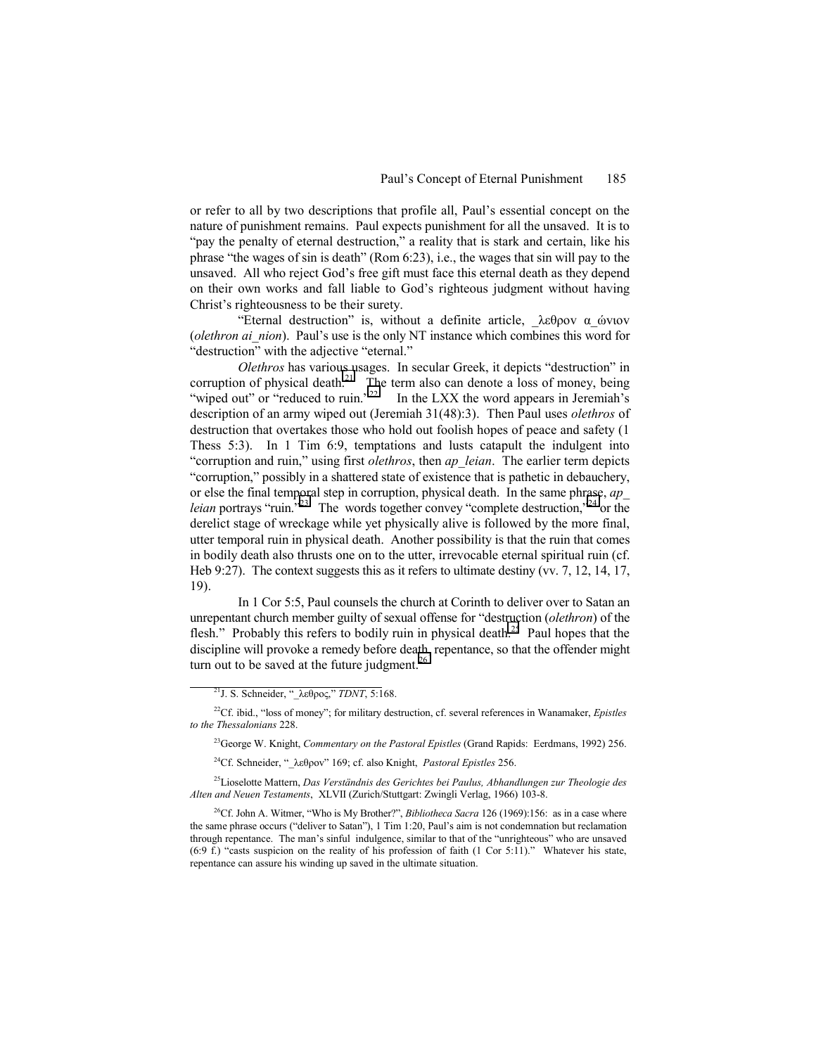or refer to all by two descriptions that profile all, Paul's essential concept on the nature of punishment remains. Paul expects punishment for all the unsaved. It is to "pay the penalty of eternal destruction," a reality that is stark and certain, like his phrase "the wages of sin is death" (Rom 6:23), i.e., the wages that sin will pay to the unsaved. All who reject God's free gift must face this eternal death as they depend on their own works and fall liable to God's righteous judgment without having Christ's righteousness to be their surety.

"Eternal destruction" is, without a definite article, _λεθρον α_ώνιον (*olethron ai_nion*). Paul's use is the only NT instance which combines this word for "destruction" with the adjective "eternal."

*Olethros* has various usages. In secular Greek, it depicts "destruction" in corruption of physical death.[21] The term also can denote a loss of money, being "wiped out" or "reduced to ruin."[22] In the LXX the word appears in Jeremiah's description of an army wiped out (Jeremiah 31(48):3). Then Paul uses *olethros* of destruction that overtakes those who hold out foolish hopes of peace and safety (1 Thess 5:3). In 1 Tim 6:9, temptations and lusts catapult the indulgent into "corruption and ruin," using first *olethros*, then *ap_leian*. The earlier term depicts "corruption," possibly in a shattered state of existence that is pathetic in debauchery, or else the final temporal step in corruption, physical death. In the same phrase, *ap_ leian* portrays "ruin."[23] The words together convey "complete destruction,"[24] or the derelict stage of wreckage while yet physically alive is followed by the more final, utter temporal ruin in physical death. Another possibility is that the ruin that comes in bodily death also thrusts one on to the utter, irrevocable eternal spiritual ruin (cf. Heb 9:27). The context suggests this as it refers to ultimate destiny (vv. 7, 12, 14, 17, 19).

In 1 Cor 5:5, Paul counsels the church at Corinth to deliver over to Satan an unrepentant church member guilty of sexual offense for "destruction (*olethron*) of the flesh." Probably this refers to bodily ruin in physical death.[25] Paul hopes that the discipline will provoke a remedy before death, repentance, so that the offender might turn out to be saved at the future judgment.[26]

---

[21]J. S. Schneider, "_λεθρος," *TDNT*, 5:168.

[22]Cf. ibid., "loss of money"; for military destruction, cf. several references in Wanamaker, *Epistles to the Thessalonians* 228.

[23]George W. Knight, *Commentary on the Pastoral Epistles* (Grand Rapids: Eerdmans, 1992) 256.

[24]Cf. Schneider, "_λεθρον" 169; cf. also Knight, *Pastoral Epistles* 256.

[25]Lioselotte Mattern, *Das Verständnis des Gerichtes bei Paulus, Abhandlungen zur Theologie des Alten and Neuen Testaments*, XLVII (Zurich/Stuttgart: Zwingli Verlag, 1966) 103-8.

[26]Cf. John A. Witmer, "Who is My Brother?", *Bibliotheca Sacra* 126 (1969):156: as in a case where the same phrase occurs ("deliver to Satan"), 1 Tim 1:20, Paul's aim is not condemnation but reclamation through repentance. The man's sinful indulgence, similar to that of the "unrighteous" who are unsaved (6:9 f.) "casts suspicion on the reality of his profession of faith (1 Cor 5:11)." Whatever his state, repentance can assure his winding up saved in the ultimate situation.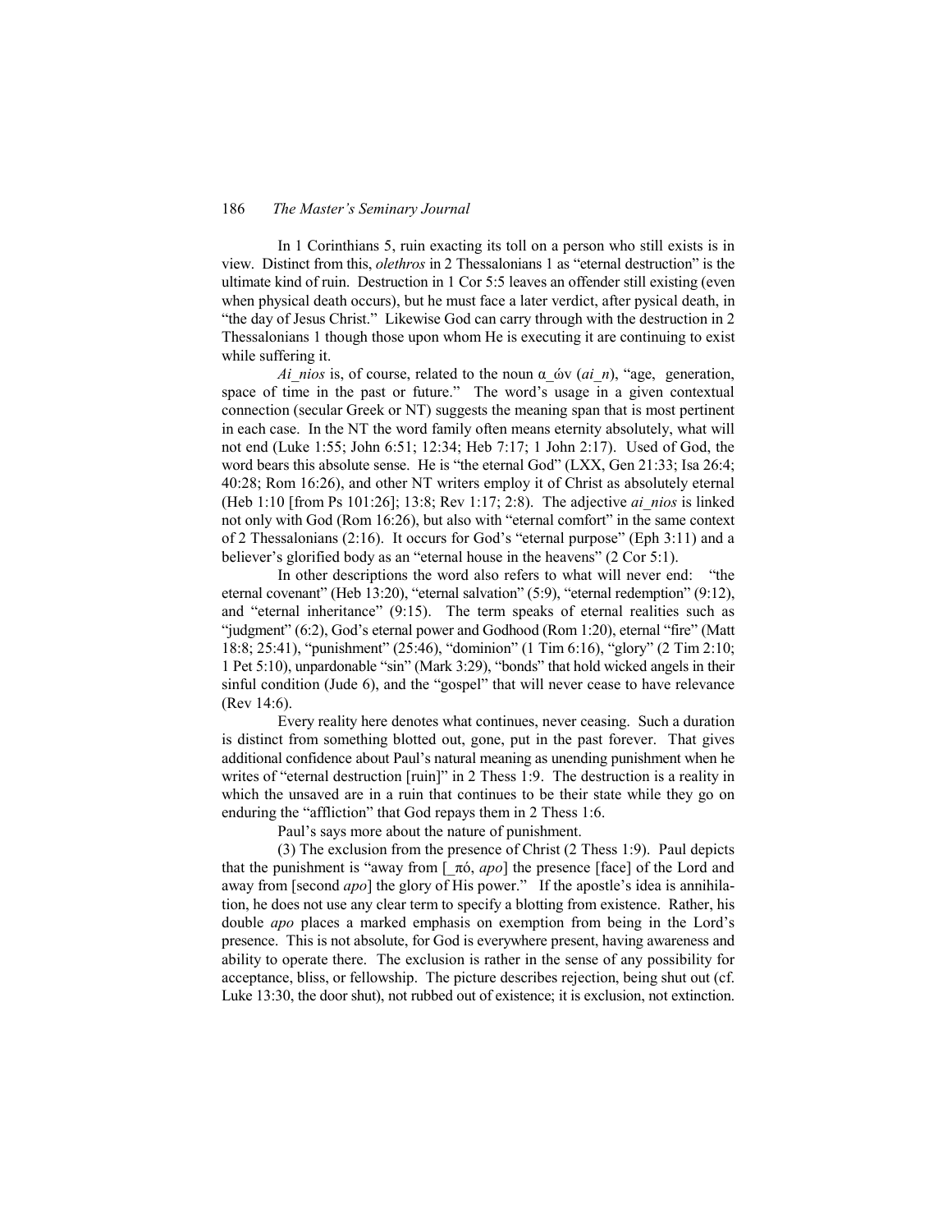In 1 Corinthians 5, ruin exacting its toll on a person who still exists is in view. Distinct from this, *olethros* in 2 Thessalonians 1 as "eternal destruction" is the ultimate kind of ruin. Destruction in 1 Cor 5:5 leaves an offender still existing (even when physical death occurs), but he must face a later verdict, after pysical death, in "the day of Jesus Christ." Likewise God can carry through with the destruction in 2 Thessalonians 1 though those upon whom He is executing it are continuing to exist while suffering it.

*Ai_nios* is, of course, related to the noun α_ών (*ai_n*), "age, generation, space of time in the past or future." The word's usage in a given contextual connection (secular Greek or NT) suggests the meaning span that is most pertinent in each case. In the NT the word family often means eternity absolutely, what will not end (Luke 1:55; John 6:51; 12:34; Heb 7:17; 1 John 2:17). Used of God, the word bears this absolute sense. He is "the eternal God" (LXX, Gen 21:33; Isa 26:4; 40:28; Rom 16:26), and other NT writers employ it of Christ as absolutely eternal (Heb 1:10 [from Ps 101:26]; 13:8; Rev 1:17; 2:8). The adjective *ai_nios* is linked not only with God (Rom 16:26), but also with "eternal comfort" in the same context of 2 Thessalonians (2:16). It occurs for God's "eternal purpose" (Eph 3:11) and a believer's glorified body as an "eternal house in the heavens" (2 Cor 5:1).

In other descriptions the word also refers to what will never end: "the eternal covenant" (Heb 13:20), "eternal salvation" (5:9), "eternal redemption" (9:12), and "eternal inheritance" (9:15). The term speaks of eternal realities such as "judgment" (6:2), God's eternal power and Godhood (Rom 1:20), eternal "fire" (Matt 18:8; 25:41), "punishment" (25:46), "dominion" (1 Tim 6:16), "glory" (2 Tim 2:10; 1 Pet 5:10), unpardonable "sin" (Mark 3:29), "bonds" that hold wicked angels in their sinful condition (Jude 6), and the "gospel" that will never cease to have relevance (Rev 14:6).

Every reality here denotes what continues, never ceasing. Such a duration is distinct from something blotted out, gone, put in the past forever. That gives additional confidence about Paul's natural meaning as unending punishment when he writes of "eternal destruction [ruin]" in 2 Thess 1:9. The destruction is a reality in which the unsaved are in a ruin that continues to be their state while they go on enduring the "affliction" that God repays them in 2 Thess 1:6.

Paul's says more about the nature of punishment.

(3) The exclusion from the presence of Christ (2 Thess 1:9). Paul depicts that the punishment is "away from [_πό, *apo*] the presence [face] of the Lord and away from [second *apo*] the glory of His power." If the apostle's idea is annihilation, he does not use any clear term to specify a blotting from existence. Rather, his double *apo* places a marked emphasis on exemption from being in the Lord's presence. This is not absolute, for God is everywhere present, having awareness and ability to operate there. The exclusion is rather in the sense of any possibility for acceptance, bliss, or fellowship. The picture describes rejection, being shut out (cf. Luke 13:30, the door shut), not rubbed out of existence; it is exclusion, not extinction.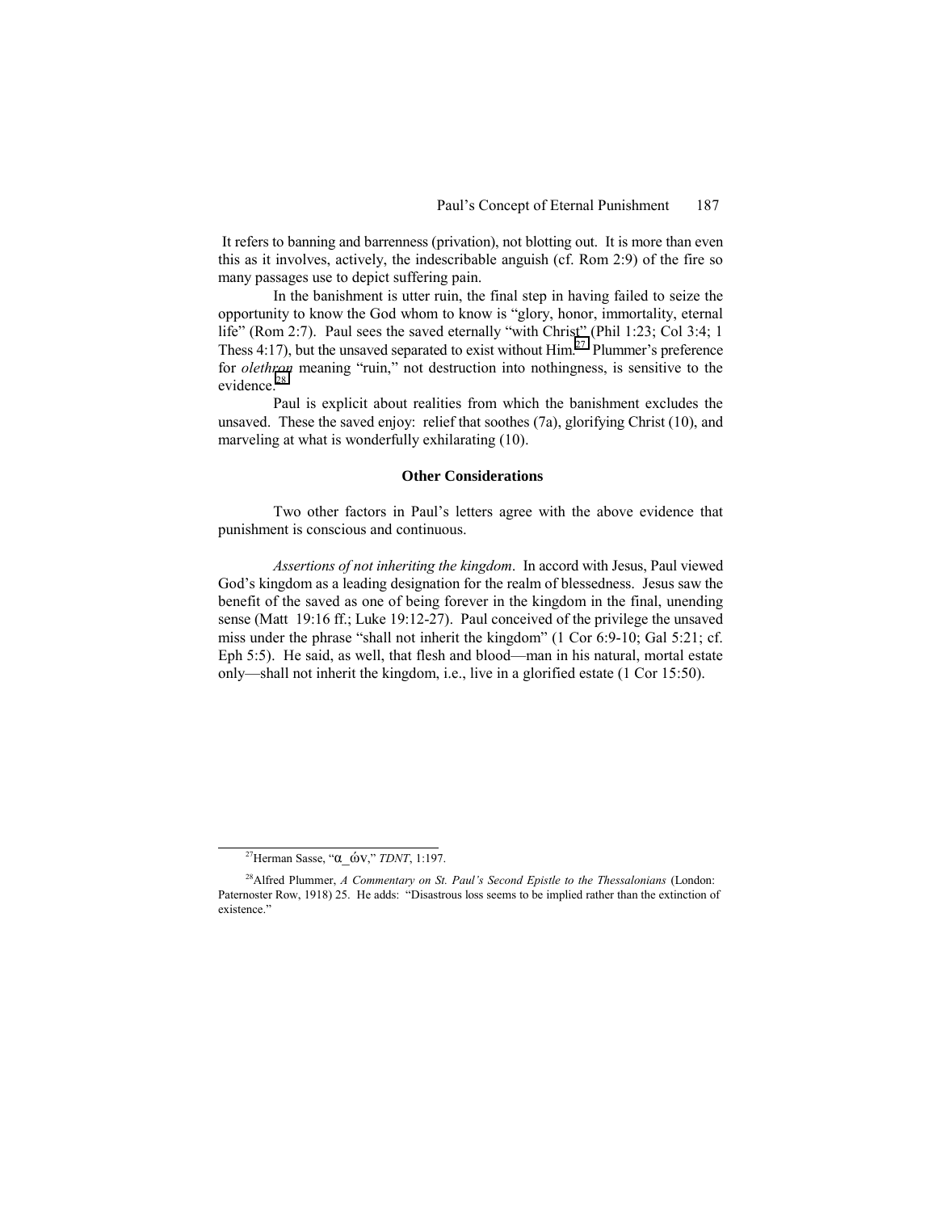It refers to banning and barrenness (privation), not blotting out. It is more than even this as it involves, actively, the indescribable anguish (cf. Rom 2:9) of the fire so many passages use to depict suffering pain.

In the banishment is utter ruin, the final step in having failed to seize the opportunity to know the God whom to know is "glory, honor, immortality, eternal life" (Rom 2:7). Paul sees the saved eternally "with Christ" (Phil 1:23; Col 3:4; 1 Thess 4:17), but the unsaved separated to exist without Him.[27] Plummer's preference for *olethron* meaning "ruin," not destruction into nothingness, is sensitive to the evidence.[28]

Paul is explicit about realities from which the banishment excludes the unsaved. These the saved enjoy: relief that soothes (7a), glorifying Christ (10), and marveling at what is wonderfully exhilarating (10).

### Other Considerations

Two other factors in Paul's letters agree with the above evidence that punishment is conscious and continuous.

*Assertions of not inheriting the kingdom*. In accord with Jesus, Paul viewed God's kingdom as a leading designation for the realm of blessedness. Jesus saw the benefit of the saved as one of being forever in the kingdom in the final, unending sense (Matt 19:16 ff.; Luke 19:12-27). Paul conceived of the privilege the unsaved miss under the phrase "shall not inherit the kingdom" (1 Cor 6:9-10; Gal 5:21; cf. Eph 5:5). He said, as well, that flesh and blood—man in his natural, mortal estate only—shall not inherit the kingdom, i.e., live in a glorified estate (1 Cor 15:50).

---

[27] Herman Sasse, "α_ών," *TDNT*, 1:197.

[28] Alfred Plummer, *A Commentary on St. Paul's Second Epistle to the Thessalonians* (London: Paternoster Row, 1918) 25. He adds: "Disastrous loss seems to be implied rather than the extinction of existence."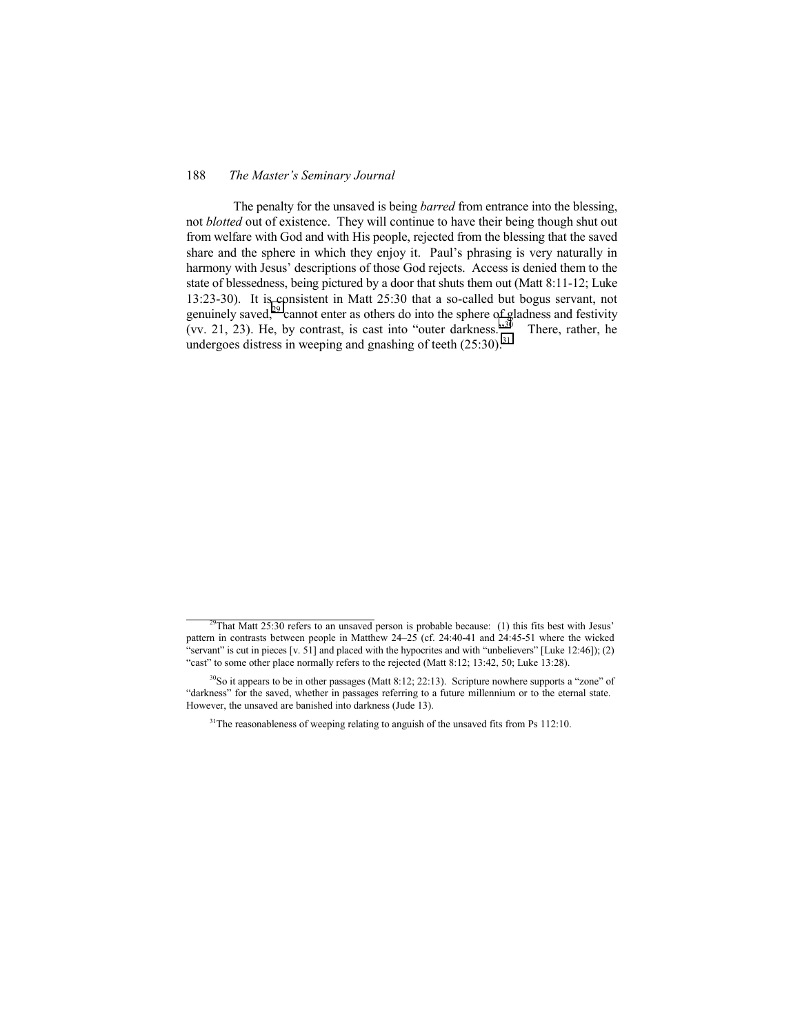The penalty for the unsaved is being *barred* from entrance into the blessing, not *blotted* out of existence. They will continue to have their being though shut out from welfare with God and with His people, rejected from the blessing that the saved share and the sphere in which they enjoy it. Paul's phrasing is very naturally in harmony with Jesus' descriptions of those God rejects. Access is denied them to the state of blessedness, being pictured by a door that shuts them out (Matt 8:11-12; Luke 13:23-30). It is consistent in Matt 25:30 that a so-called but bogus servant, not genuinely saved,[29] cannot enter as others do into the sphere of gladness and festivity (vv. 21, 23). He, by contrast, is cast into "outer darkness."[30] There, rather, he undergoes distress in weeping and gnashing of teeth (25:30).[31]

---

[29]That Matt 25:30 refers to an unsaved person is probable because: (1) this fits best with Jesus' pattern in contrasts between people in Matthew 24–25 (cf. 24:40-41 and 24:45-51 where the wicked "servant" is cut in pieces [v. 51] and placed with the hypocrites and with "unbelievers" [Luke 12:46]); (2) "cast" to some other place normally refers to the rejected (Matt 8:12; 13:42, 50; Luke 13:28).

[30]So it appears to be in other passages (Matt 8:12; 22:13). Scripture nowhere supports a "zone" of "darkness" for the saved, whether in passages referring to a future millennium or to the eternal state. However, the unsaved are banished into darkness (Jude 13).

[31]The reasonableness of weeping relating to anguish of the unsaved fits from Ps 112:10.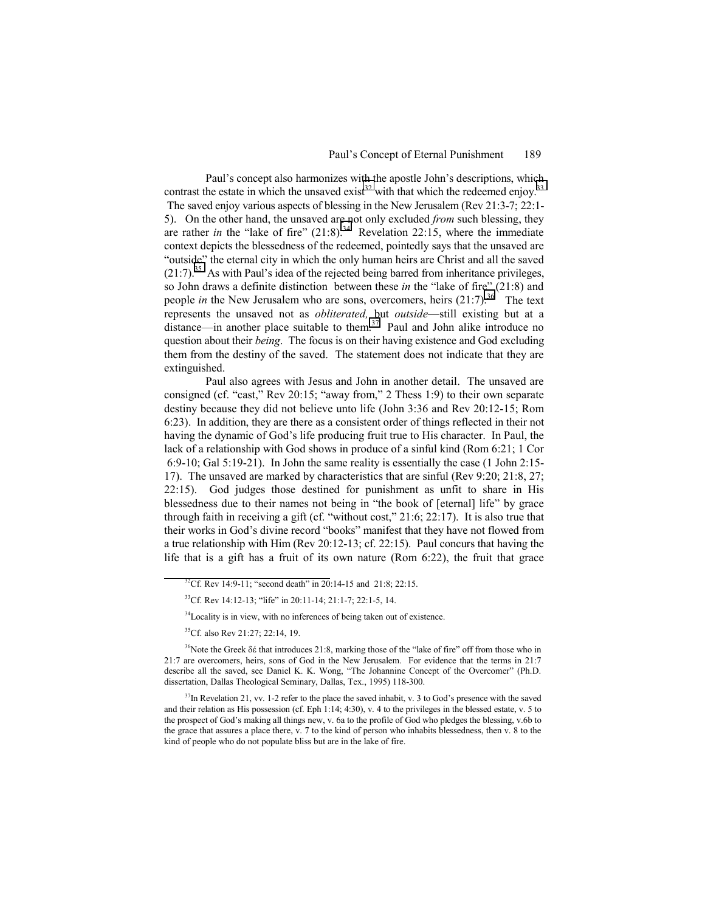Paul's concept also harmonizes with the apostle John's descriptions, which contrast the estate in which the unsaved exist[32] with that which the redeemed enjoy.[33] The saved enjoy various aspects of blessing in the New Jerusalem (Rev 21:3-7; 22:1-5). On the other hand, the unsaved are not only excluded *from* such blessing, they are rather *in* the "lake of fire" (21:8).[34] Revelation 22:15, where the immediate context depicts the blessedness of the redeemed, pointedly says that the unsaved are "outside" the eternal city in which the only human heirs are Christ and all the saved (21:7).[35] As with Paul's idea of the rejected being barred from inheritance privileges, so John draws a definite distinction between these *in* the "lake of fire" (21:8) and people *in* the New Jerusalem who are sons, overcomers, heirs (21:7).[36] The text represents the unsaved not as *obliterated,* but *outside*—still existing but at a distance—in another place suitable to them.[37] Paul and John alike introduce no question about their *being*. The focus is on their having existence and God excluding them from the destiny of the saved. The statement does not indicate that they are extinguished.

Paul also agrees with Jesus and John in another detail. The unsaved are consigned (cf. "cast," Rev 20:15; "away from," 2 Thess 1:9) to their own separate destiny because they did not believe unto life (John 3:36 and Rev 20:12-15; Rom 6:23). In addition, they are there as a consistent order of things reflected in their not having the dynamic of God's life producing fruit true to His character. In Paul, the lack of a relationship with God shows in produce of a sinful kind (Rom 6:21; 1 Cor 6:9-10; Gal 5:19-21). In John the same reality is essentially the case (1 John 2:15-17). The unsaved are marked by characteristics that are sinful (Rev 9:20; 21:8, 27; 22:15). God judges those destined for punishment as unfit to share in His blessedness due to their names not being in "the book of [eternal] life" by grace through faith in receiving a gift (cf. "without cost," 21:6; 22:17). It is also true that their works in God's divine record "books" manifest that they have not flowed from a true relationship with Him (Rev 20:12-13; cf. 22:15). Paul concurs that having the life that is a gift has a fruit of its own nature (Rom 6:22), the fruit that grace

---

[32] Cf. Rev 14:9-11; "second death" in 20:14-15 and 21:8; 22:15.

[33] Cf. Rev 14:12-13; "life" in 20:11-14; 21:1-7; 22:1-5, 14.

[34] Locality is in view, with no inferences of being taken out of existence.

[35] Cf. also Rev 21:27; 22:14, 19.

[36] Note the Greek δέ that introduces 21:8, marking those of the "lake of fire" off from those who in 21:7 are overcomers, heirs, sons of God in the New Jerusalem. For evidence that the terms in 21:7 describe all the saved, see Daniel K. K. Wong, "The Johannine Concept of the Overcomer" (Ph.D. dissertation, Dallas Theological Seminary, Dallas, Tex., 1995) 118-300.

[37] In Revelation 21, vv. 1-2 refer to the place the saved inhabit, v. 3 to God's presence with the saved and their relation as His possession (cf. Eph 1:14; 4:30), v. 4 to the privileges in the blessed estate, v. 5 to the prospect of God's making all things new, v. 6a to the profile of God who pledges the blessing, v.6b to the grace that assures a place there, v. 7 to the kind of person who inhabits blessedness, then v. 8 to the kind of people who do not populate bliss but are in the lake of fire.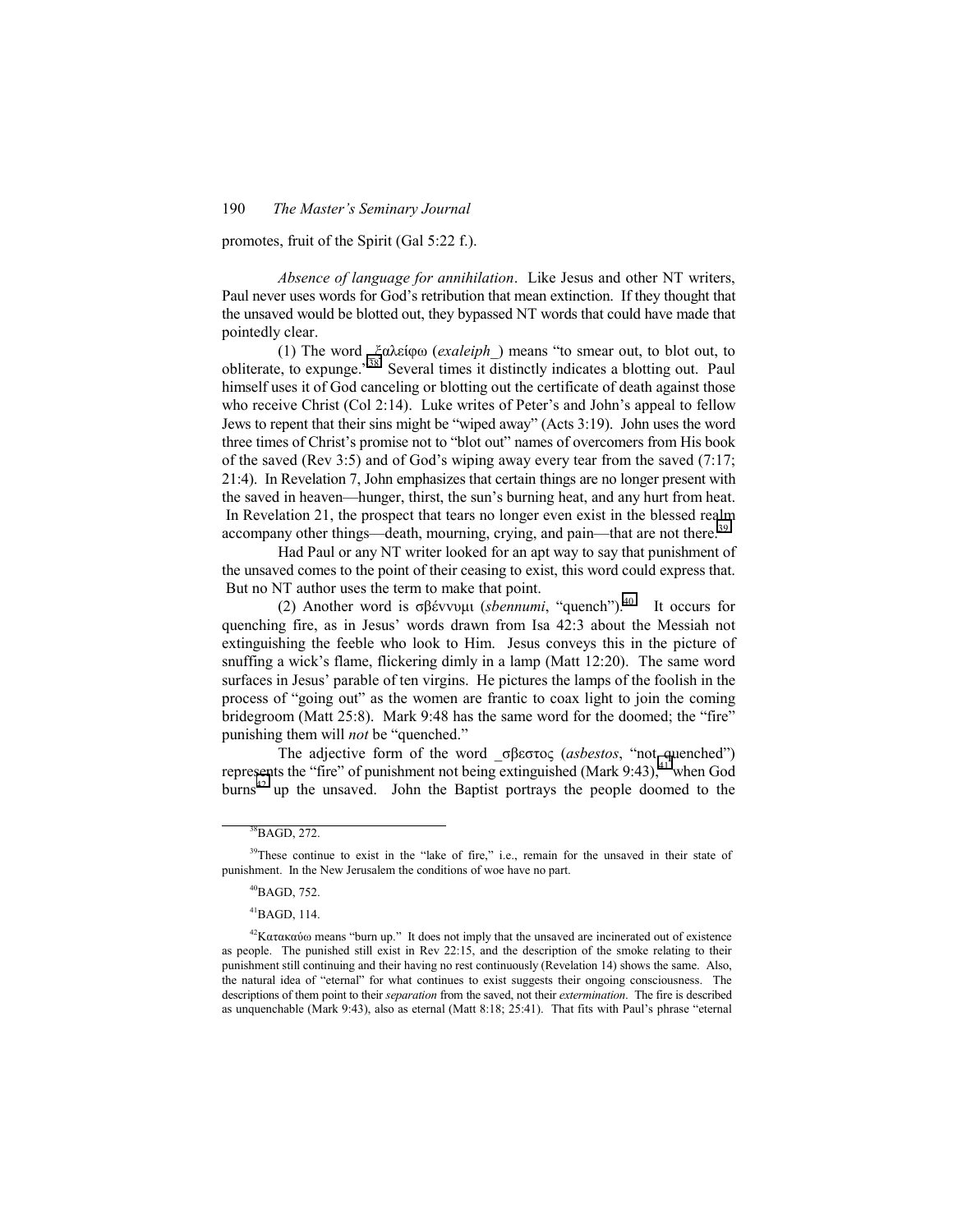promotes, fruit of the Spirit (Gal 5:22 f.).

*Absence of language for annihilation*. Like Jesus and other NT writers, Paul never uses words for God's retribution that mean extinction. If they thought that the unsaved would be blotted out, they bypassed NT words that could have made that pointedly clear.

(1) The word ἐξαλείφω (*exaleiph_*) means "to smear out, to blot out, to obliterate, to expunge."[38] Several times it distinctly indicates a blotting out. Paul himself uses it of God canceling or blotting out the certificate of death against those who receive Christ (Col 2:14). Luke writes of Peter's and John's appeal to fellow Jews to repent that their sins might be "wiped away" (Acts 3:19). John uses the word three times of Christ's promise not to "blot out" names of overcomers from His book of the saved (Rev 3:5) and of God's wiping away every tear from the saved (7:17; 21:4). In Revelation 7, John emphasizes that certain things are no longer present with the saved in heaven—hunger, thirst, the sun's burning heat, and any hurt from heat. In Revelation 21, the prospect that tears no longer even exist in the blessed realm accompany other things—death, mourning, crying, and pain—that are not there.[39]

Had Paul or any NT writer looked for an apt way to say that punishment of the unsaved comes to the point of their ceasing to exist, this word could express that. But no NT author uses the term to make that point.

(2) Another word is σβέννυμι (*sbennumi*, "quench").[40] It occurs for quenching fire, as in Jesus' words drawn from Isa 42:3 about the Messiah not extinguishing the feeble who look to Him. Jesus conveys this in the picture of snuffing a wick's flame, flickering dimly in a lamp (Matt 12:20). The same word surfaces in Jesus' parable of ten virgins. He pictures the lamps of the foolish in the process of "going out" as the women are frantic to coax light to join the coming bridegroom (Matt 25:8). Mark 9:48 has the same word for the doomed; the "fire" punishing them will *not* be "quenched."

The adjective form of the word _σβεστος (*asbestos*, "not quenched") represents the "fire" of punishment not being extinguished (Mark 9:43),[41] when God burns[42] up the unsaved. John the Baptist portrays the people doomed to the

---

[38] BAGD, 272.

[39] These continue to exist in the "lake of fire," i.e., remain for the unsaved in their state of punishment. In the New Jerusalem the conditions of woe have no part.

[40] BAGD, 752.

[41] BAGD, 114.

[42] Κατακαύω means "burn up." It does not imply that the unsaved are incinerated out of existence as people. The punished still exist in Rev 22:15, and the description of the smoke relating to their punishment still continuing and their having no rest continuously (Revelation 14) shows the same. Also, the natural idea of "eternal" for what continues to exist suggests their ongoing consciousness. The descriptions of them point to their *separation* from the saved, not their *extermination*. The fire is described as unquenchable (Mark 9:43), also as eternal (Matt 8:18; 25:41). That fits with Paul's phrase "eternal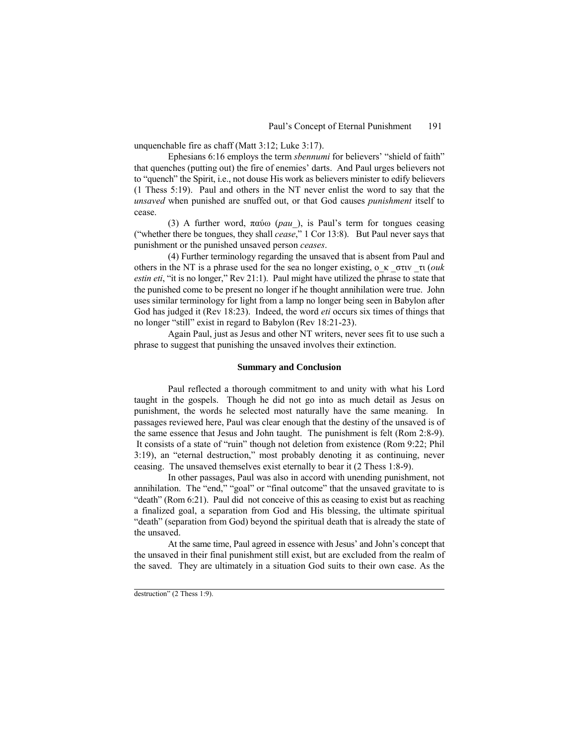unquenchable fire as chaff (Matt 3:12; Luke 3:17).

Ephesians 6:16 employs the term *sbennumi* for believers' "shield of faith" that quenches (putting out) the fire of enemies' darts. And Paul urges believers not to "quench" the Spirit, i.e., not douse His work as believers minister to edify believers (1 Thess 5:19). Paul and others in the NT never enlist the word to say that the *unsaved* when punished are snuffed out, or that God causes *punishment* itself to cease.

(3) A further word, παύω (*pau_*), is Paul's term for tongues ceasing ("whether there be tongues, they shall *cease*," 1 Cor 13:8). But Paul never says that punishment or the punished unsaved person *ceases*.

(4) Further terminology regarding the unsaved that is absent from Paul and others in the NT is a phrase used for the sea no longer existing, ο_κ _στιν _τι (*ouk estin eti*, "it is no longer," Rev 21:1). Paul might have utilized the phrase to state that the punished come to be present no longer if he thought annihilation were true. John uses similar terminology for light from a lamp no longer being seen in Babylon after God has judged it (Rev 18:23). Indeed, the word *eti* occurs six times of things that no longer "still" exist in regard to Babylon (Rev 18:21-23).

Again Paul, just as Jesus and other NT writers, never sees fit to use such a phrase to suggest that punishing the unsaved involves their extinction.

### Summary and Conclusion

Paul reflected a thorough commitment to and unity with what his Lord taught in the gospels. Though he did not go into as much detail as Jesus on punishment, the words he selected most naturally have the same meaning. In passages reviewed here, Paul was clear enough that the destiny of the unsaved is of the same essence that Jesus and John taught. The punishment is felt (Rom 2:8-9). It consists of a state of "ruin" though not deletion from existence (Rom 9:22; Phil 3:19), an "eternal destruction," most probably denoting it as continuing, never ceasing. The unsaved themselves exist eternally to bear it (2 Thess 1:8-9).

In other passages, Paul was also in accord with unending punishment, not annihilation. The "end," "goal" or "final outcome" that the unsaved gravitate to is "death" (Rom 6:21). Paul did not conceive of this as ceasing to exist but as reaching a finalized goal, a separation from God and His blessing, the ultimate spiritual "death" (separation from God) beyond the spiritual death that is already the state of the unsaved.

At the same time, Paul agreed in essence with Jesus' and John's concept that the unsaved in their final punishment still exist, but are excluded from the realm of the saved. They are ultimately in a situation God suits to their own case. As the

destruction" (2 Thess 1:9).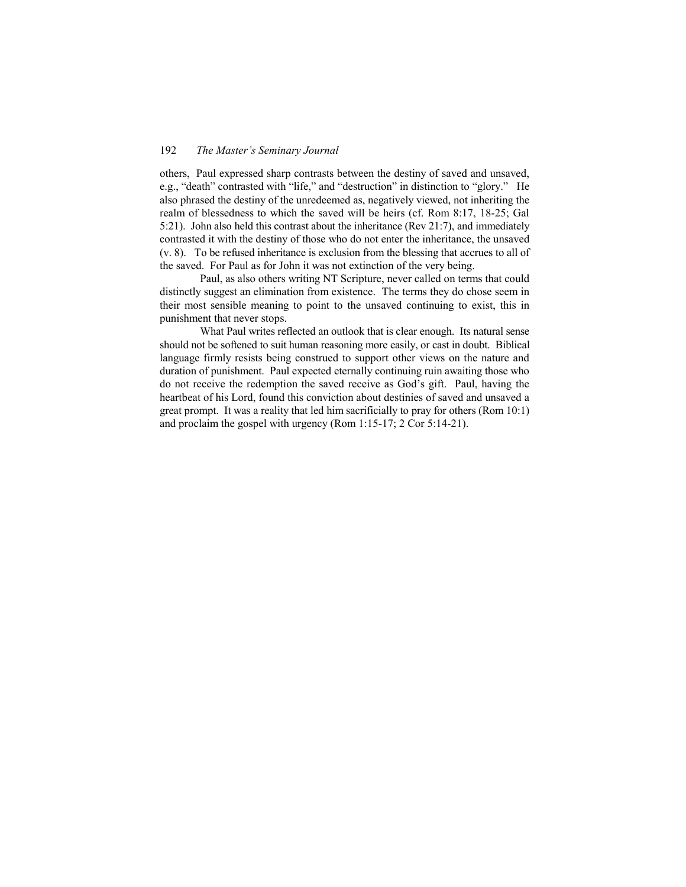others, Paul expressed sharp contrasts between the destiny of saved and unsaved, e.g., "death" contrasted with "life," and "destruction" in distinction to "glory." He also phrased the destiny of the unredeemed as, negatively viewed, not inheriting the realm of blessedness to which the saved will be heirs (cf. Rom 8:17, 18-25; Gal 5:21). John also held this contrast about the inheritance (Rev 21:7), and immediately contrasted it with the destiny of those who do not enter the inheritance, the unsaved (v. 8). To be refused inheritance is exclusion from the blessing that accrues to all of the saved. For Paul as for John it was not extinction of the very being.

Paul, as also others writing NT Scripture, never called on terms that could distinctly suggest an elimination from existence. The terms they do chose seem in their most sensible meaning to point to the unsaved continuing to exist, this in punishment that never stops.

What Paul writes reflected an outlook that is clear enough. Its natural sense should not be softened to suit human reasoning more easily, or cast in doubt. Biblical language firmly resists being construed to support other views on the nature and duration of punishment. Paul expected eternally continuing ruin awaiting those who do not receive the redemption the saved receive as God's gift. Paul, having the heartbeat of his Lord, found this conviction about destinies of saved and unsaved a great prompt. It was a reality that led him sacrificially to pray for others (Rom 10:1) and proclaim the gospel with urgency (Rom 1:15-17; 2 Cor 5:14-21).